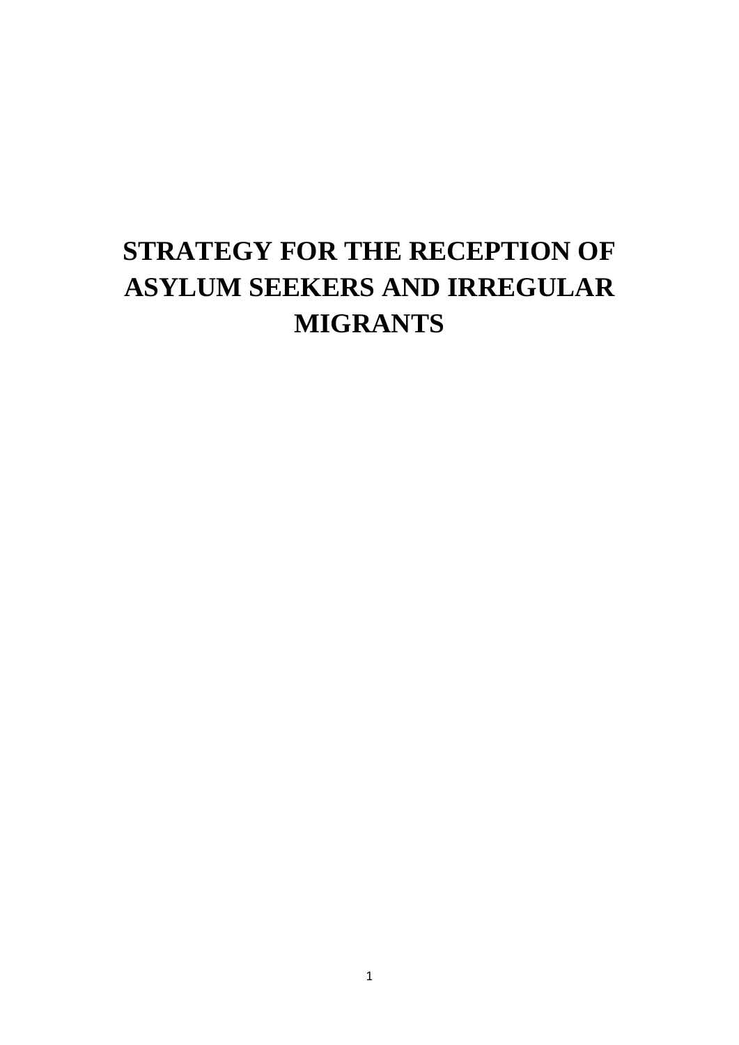# STRATEGY FOR THE RECEPTION OF ASYLUM SEEKERS AND IRREGULAR MIGRANTS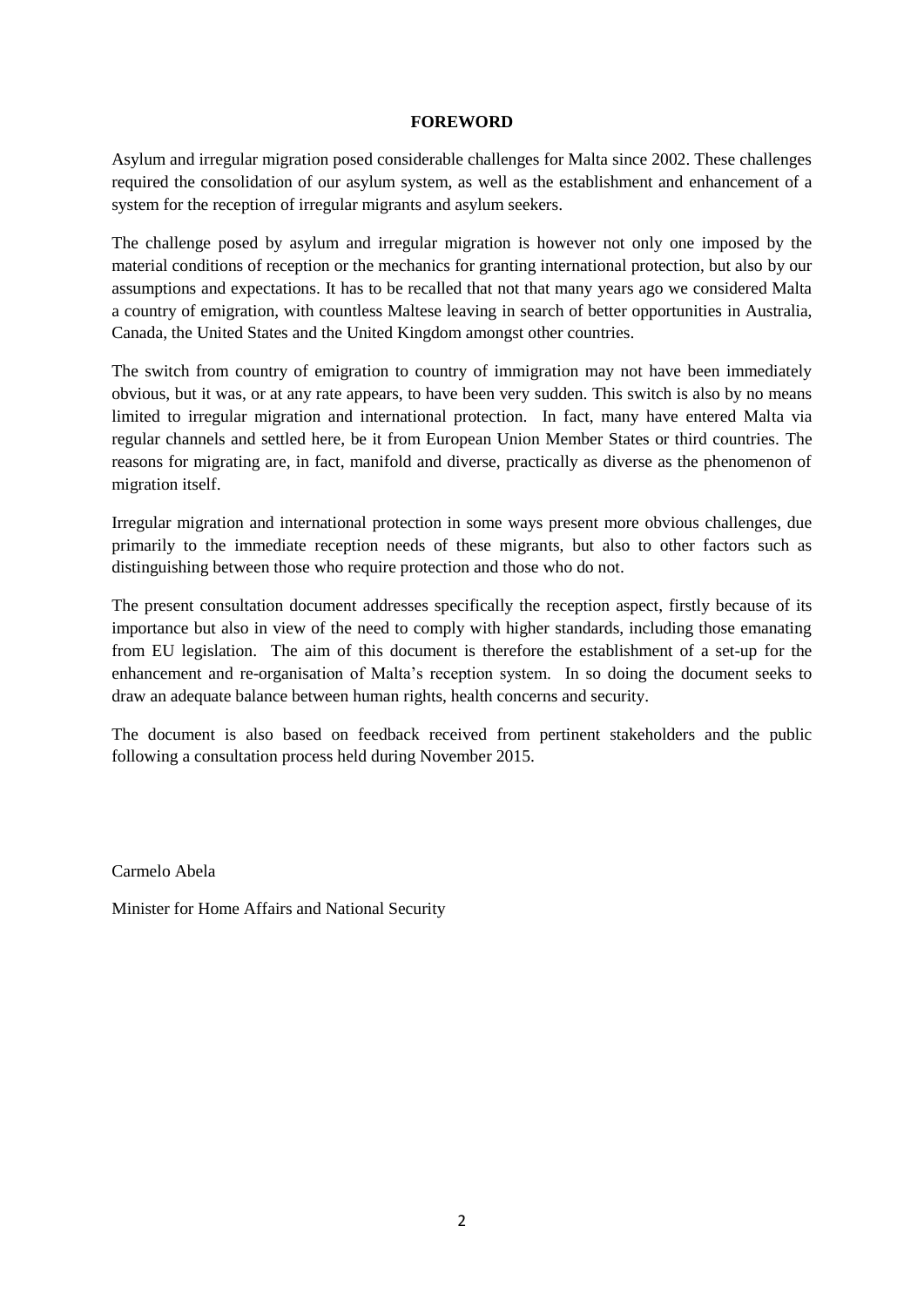# FOREWORD

Asylum and irregular migration posed considerable challenges for Malta since 2002. These challenges required the consolidation of our asylum system, as well as the establishment and enhancement of a system for the reception of irregular migrants and asylum seekers.

The challenge posed by asylum and irregular migration is however not only one imposed by the material conditions of reception or the mechanics for granting international protection, but also by our assumptions and expectations. It has to be recalled that not that many years ago we considered Malta a country of emigration, with countless Maltese leaving in search of better opportunities in Australia, Canada, the United States and the United Kingdom amongst other countries.

The switch from country of emigration to country of immigration may not have been immediately obvious, but it was, or at any rate appears, to have been very sudden. This switch is also by no means limited to irregular migration and international protection. In fact, many have entered Malta via regular channels and settled here, be it from European Union Member States or third countries. The reasons for migrating are, in fact, manifold and diverse, practically as diverse as the phenomenon of migration itself.

Irregular migration and international protection in some ways present more obvious challenges, due primarily to the immediate reception needs of these migrants, but also to other factors such as distinguishing between those who require protection and those who do not.

The present consultation document addresses specifically the reception aspect, firstly because of its importance but also in view of the need to comply with higher standards, including those emanating from EU legislation. The aim of this document is therefore the establishment of a set-up for the enhancement and re-organisation of Malta's reception system. In so doing the document seeks to draw an adequate balance between human rights, health concerns and security.

The document is also based on feedback received from pertinent stakeholders and the public following a consultation process held during November 2015.

Carmelo Abela

Minister for Home Affairs and National Security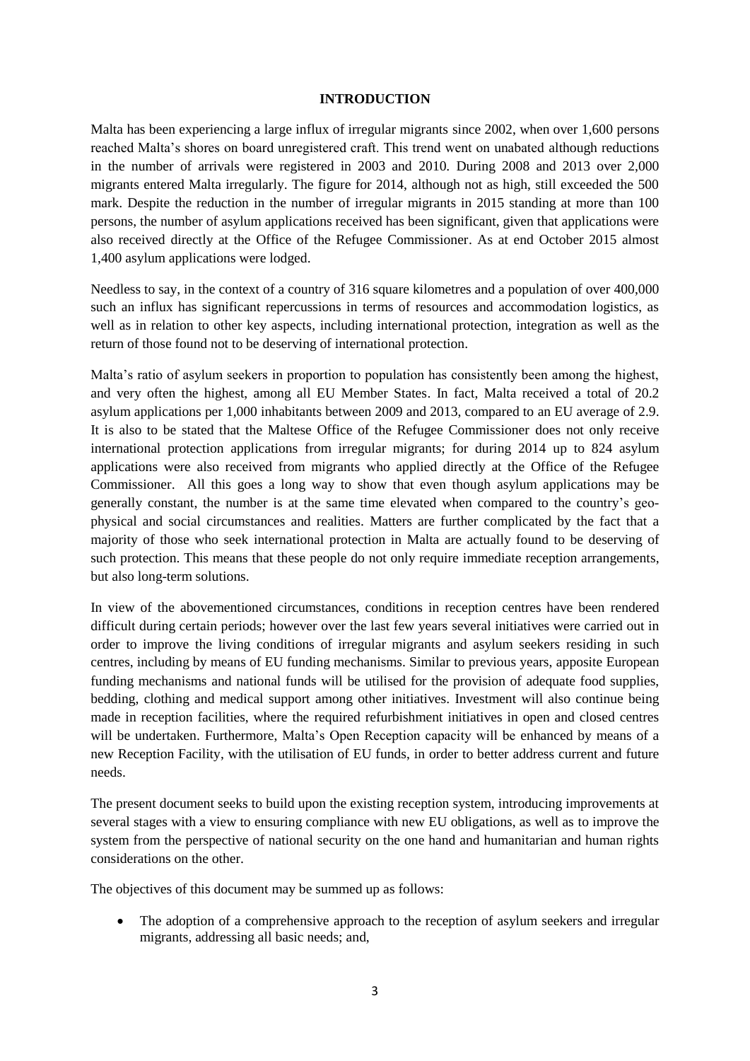## INTRODUCTION

Malta has been experiencing a large influx of irregular migrants since 2002, when over 1,600 persons reached Malta's shores on board unregistered craft. This trend went on unabated although reductions in the number of arrivals were registered in 2003 and 2010. During 2008 and 2013 over 2,000 migrants entered Malta irregularly. The figure for 2014, although not as high, still exceeded the 500 mark. Despite the reduction in the number of irregular migrants in 2015 standing at more than 100 persons, the number of asylum applications received has been significant, given that applications were also received directly at the Office of the Refugee Commissioner. As at end October 2015 almost 1,400 asylum applications were lodged.

Needless to say, in the context of a country of 316 square kilometres and a population of over 400,000 such an influx has significant repercussions in terms of resources and accommodation logistics, as well as in relation to other key aspects, including international protection, integration as well as the return of those found not to be deserving of international protection.

Malta's ratio of asylum seekers in proportion to population has consistently been among the highest, and very often the highest, among all EU Member States. In fact, Malta received a total of 20.2 asylum applications per 1,000 inhabitants between 2009 and 2013, compared to an EU average of 2.9. It is also to be stated that the Maltese Office of the Refugee Commissioner does not only receive international protection applications from irregular migrants; for during 2014 up to 824 asylum applications were also received from migrants who applied directly at the Office of the Refugee Commissioner. All this goes a long way to show that even though asylum applications may be generally constant, the number is at the same time elevated when compared to the country's geo-physical and social circumstances and realities. Matters are further complicated by the fact that a majority of those who seek international protection in Malta are actually found to be deserving of such protection. This means that these people do not only require immediate reception arrangements, but also long-term solutions.

In view of the abovementioned circumstances, conditions in reception centres have been rendered difficult during certain periods; however over the last few years several initiatives were carried out in order to improve the living conditions of irregular migrants and asylum seekers residing in such centres, including by means of EU funding mechanisms. Similar to previous years, apposite European funding mechanisms and national funds will be utilised for the provision of adequate food supplies, bedding, clothing and medical support among other initiatives. Investment will also continue being made in reception facilities, where the required refurbishment initiatives in open and closed centres will be undertaken. Furthermore, Malta's Open Reception capacity will be enhanced by means of a new Reception Facility, with the utilisation of EU funds, in order to better address current and future needs.

The present document seeks to build upon the existing reception system, introducing improvements at several stages with a view to ensuring compliance with new EU obligations, as well as to improve the system from the perspective of national security on the one hand and humanitarian and human rights considerations on the other.

The objectives of this document may be summed up as follows:

- The adoption of a comprehensive approach to the reception of asylum seekers and irregular migrants, addressing all basic needs; and,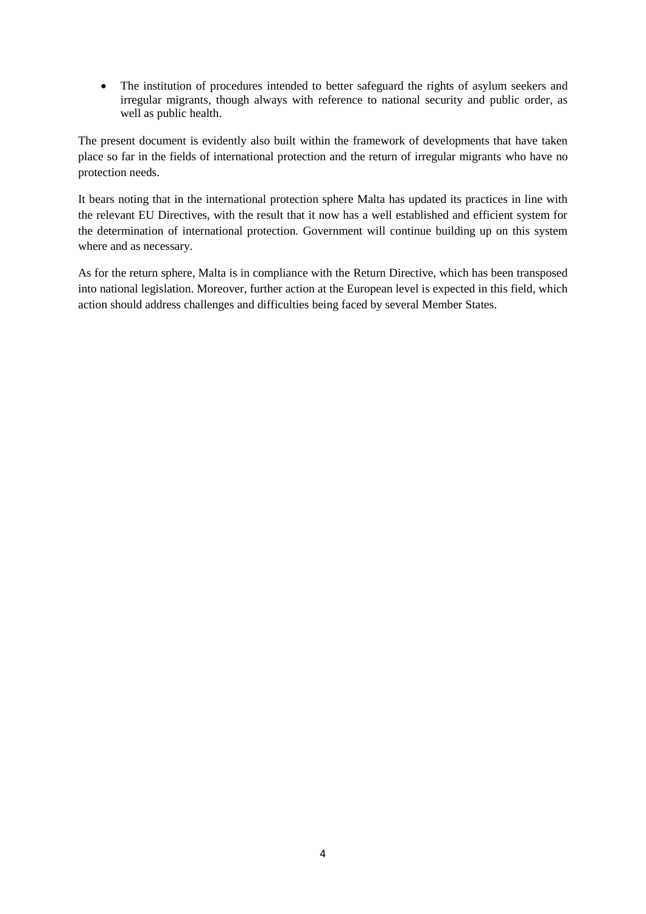- The institution of procedures intended to better safeguard the rights of asylum seekers and irregular migrants, though always with reference to national security and public order, as well as public health.

The present document is evidently also built within the framework of developments that have taken place so far in the fields of international protection and the return of irregular migrants who have no protection needs.

It bears noting that in the international protection sphere Malta has updated its practices in line with the relevant EU Directives, with the result that it now has a well established and efficient system for the determination of international protection. Government will continue building up on this system where and as necessary.

As for the return sphere, Malta is in compliance with the Return Directive, which has been transposed into national legislation. Moreover, further action at the European level is expected in this field, which action should address challenges and difficulties being faced by several Member States.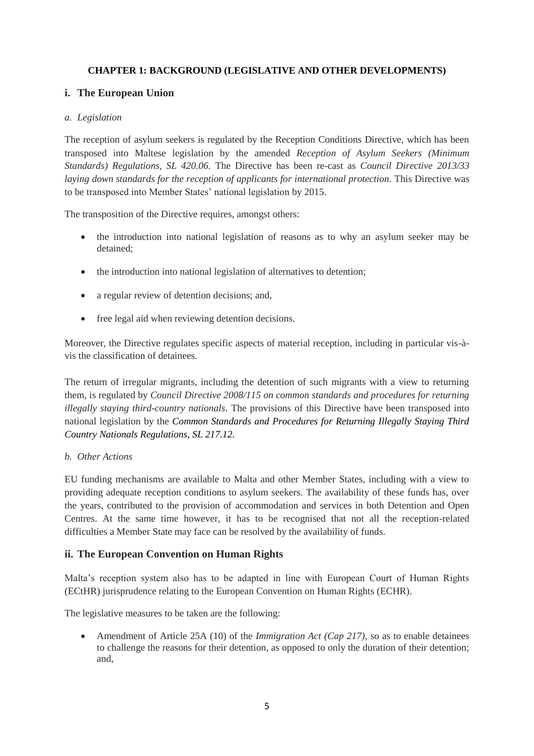# CHAPTER 1: BACKGROUND (LEGISLATIVE AND OTHER DEVELOPMENTS)

## i. The European Union

### *a. Legislation*

The reception of asylum seekers is regulated by the Reception Conditions Directive, which has been transposed into Maltese legislation by the amended *Reception of Asylum Seekers (Minimum Standards) Regulations, SL 420.06*. The Directive has been re-cast as *Council Directive 2013/33 laying down standards for the reception of applicants for international protection*. This Directive was to be transposed into Member States' national legislation by 2015.

The transposition of the Directive requires, amongst others:

- the introduction into national legislation of reasons as to why an asylum seeker may be detained;
- the introduction into national legislation of alternatives to detention;
- a regular review of detention decisions; and,
- free legal aid when reviewing detention decisions.

Moreover, the Directive regulates specific aspects of material reception, including in particular vis-à-vis the classification of detainees.

The return of irregular migrants, including the detention of such migrants with a view to returning them, is regulated by *Council Directive 2008/115 on common standards and procedures for returning illegally staying third-country nationals*. The provisions of this Directive have been transposed into national legislation by the *Common Standards and Procedures for Returning Illegally Staying Third Country Nationals Regulations, SL 217.12.*

### *b. Other Actions*

EU funding mechanisms are available to Malta and other Member States, including with a view to providing adequate reception conditions to asylum seekers. The availability of these funds has, over the years, contributed to the provision of accommodation and services in both Detention and Open Centres. At the same time however, it has to be recognised that not all the reception-related difficulties a Member State may face can be resolved by the availability of funds.

## ii. The European Convention on Human Rights

Malta's reception system also has to be adapted in line with European Court of Human Rights (ECtHR) jurisprudence relating to the European Convention on Human Rights (ECHR).

The legislative measures to be taken are the following:

- Amendment of Article 25A (10) of the *Immigration Act (Cap 217)*, so as to enable detainees to challenge the reasons for their detention, as opposed to only the duration of their detention; and,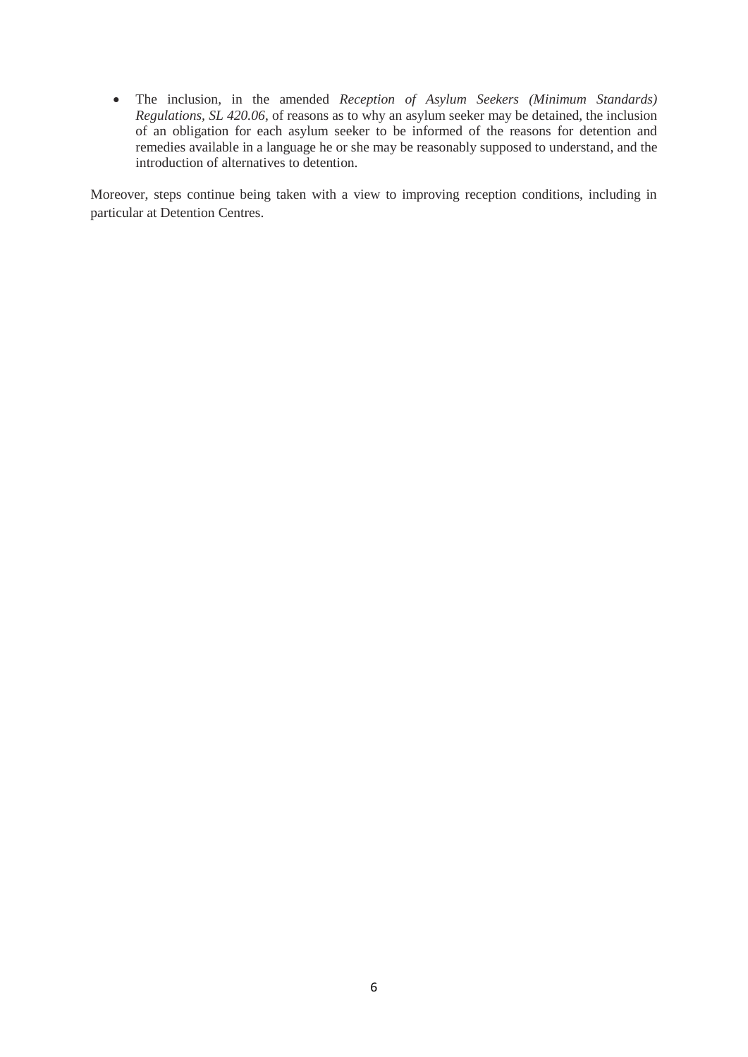- The inclusion, in the amended *Reception of Asylum Seekers (Minimum Standards) Regulations, SL 420.06*, of reasons as to why an asylum seeker may be detained, the inclusion of an obligation for each asylum seeker to be informed of the reasons for detention and remedies available in a language he or she may be reasonably supposed to understand, and the introduction of alternatives to detention.

Moreover, steps continue being taken with a view to improving reception conditions, including in particular at Detention Centres.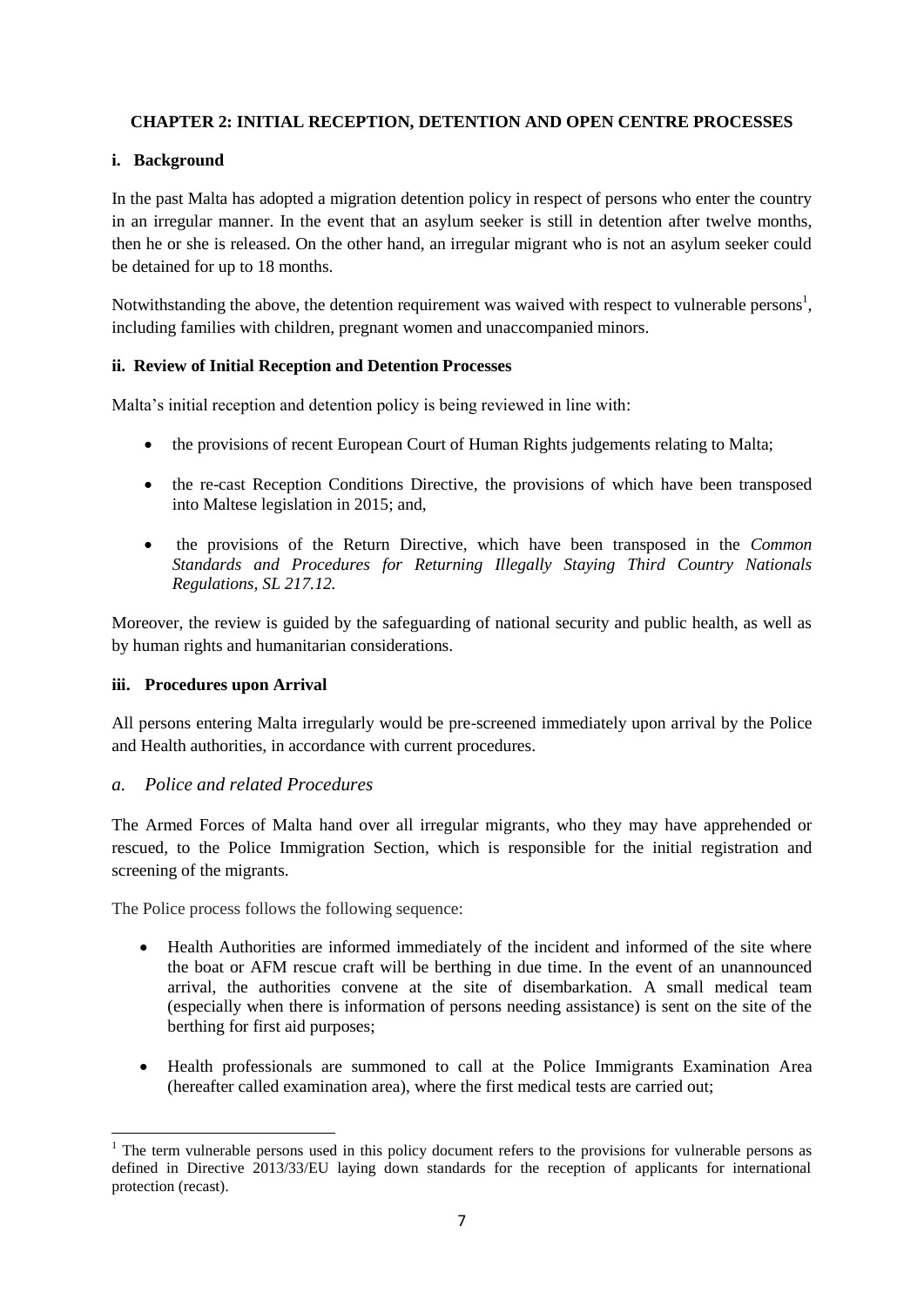## CHAPTER 2: INITIAL RECEPTION, DETENTION AND OPEN CENTRE PROCESSES

### i. Background

In the past Malta has adopted a migration detention policy in respect of persons who enter the country in an irregular manner. In the event that an asylum seeker is still in detention after twelve months, then he or she is released. On the other hand, an irregular migrant who is not an asylum seeker could be detained for up to 18 months.

Notwithstanding the above, the detention requirement was waived with respect to vulnerable persons[1], including families with children, pregnant women and unaccompanied minors.

### ii. Review of Initial Reception and Detention Processes

Malta's initial reception and detention policy is being reviewed in line with:

- the provisions of recent European Court of Human Rights judgements relating to Malta;
- the re-cast Reception Conditions Directive, the provisions of which have been transposed into Maltese legislation in 2015; and,
- the provisions of the Return Directive, which have been transposed in the *Common Standards and Procedures for Returning Illegally Staying Third Country Nationals Regulations, SL 217.12.*

Moreover, the review is guided by the safeguarding of national security and public health, as well as by human rights and humanitarian considerations.

### iii. Procedures upon Arrival

All persons entering Malta irregularly would be pre-screened immediately upon arrival by the Police and Health authorities, in accordance with current procedures.

#### *a. Police and related Procedures*

The Armed Forces of Malta hand over all irregular migrants, who they may have apprehended or rescued, to the Police Immigration Section, which is responsible for the initial registration and screening of the migrants.

The Police process follows the following sequence:

- Health Authorities are informed immediately of the incident and informed of the site where the boat or AFM rescue craft will be berthing in due time. In the event of an unannounced arrival, the authorities convene at the site of disembarkation. A small medical team (especially when there is information of persons needing assistance) is sent on the site of the berthing for first aid purposes;
- Health professionals are summoned to call at the Police Immigrants Examination Area (hereafter called examination area), where the first medical tests are carried out;

[1] The term vulnerable persons used in this policy document refers to the provisions for vulnerable persons as defined in Directive 2013/33/EU laying down standards for the reception of applicants for international protection (recast).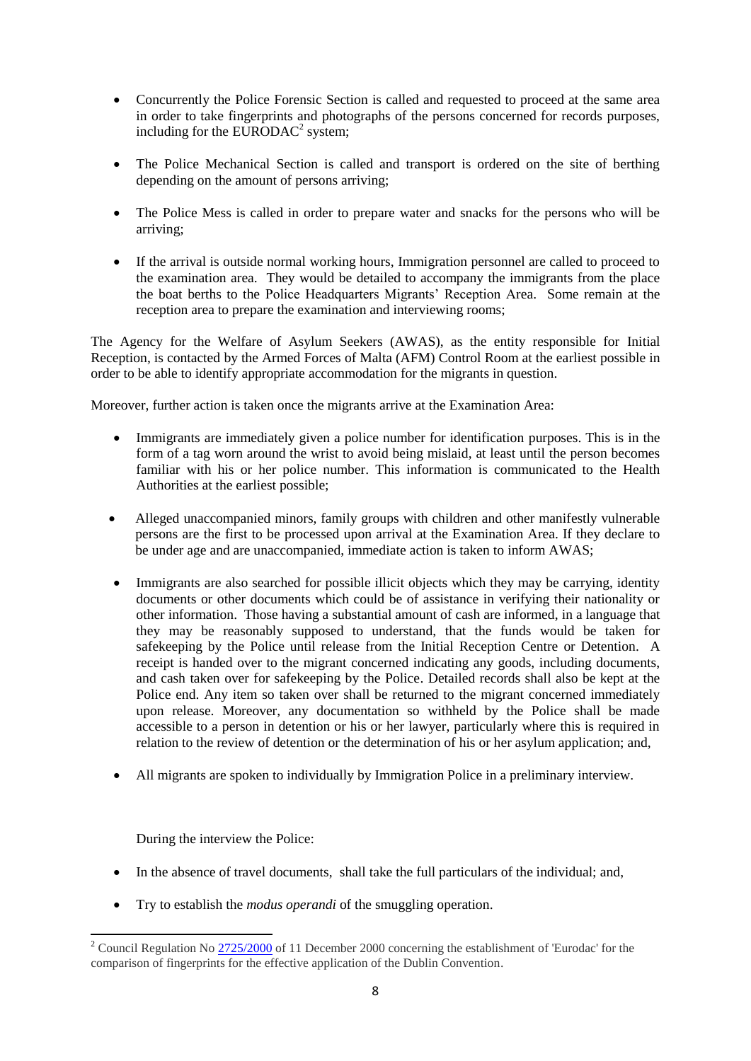- Concurrently the Police Forensic Section is called and requested to proceed at the same area in order to take fingerprints and photographs of the persons concerned for records purposes, including for the EURODAC[2] system;

- The Police Mechanical Section is called and transport is ordered on the site of berthing depending on the amount of persons arriving;

- The Police Mess is called in order to prepare water and snacks for the persons who will be arriving;

- If the arrival is outside normal working hours, Immigration personnel are called to proceed to the examination area. They would be detailed to accompany the immigrants from the place the boat berths to the Police Headquarters Migrants' Reception Area. Some remain at the reception area to prepare the examination and interviewing rooms;

The Agency for the Welfare of Asylum Seekers (AWAS), as the entity responsible for Initial Reception, is contacted by the Armed Forces of Malta (AFM) Control Room at the earliest possible in order to be able to identify appropriate accommodation for the migrants in question.

Moreover, further action is taken once the migrants arrive at the Examination Area:

- Immigrants are immediately given a police number for identification purposes. This is in the form of a tag worn around the wrist to avoid being mislaid, at least until the person becomes familiar with his or her police number. This information is communicated to the Health Authorities at the earliest possible;

- Alleged unaccompanied minors, family groups with children and other manifestly vulnerable persons are the first to be processed upon arrival at the Examination Area. If they declare to be under age and are unaccompanied, immediate action is taken to inform AWAS;

- Immigrants are also searched for possible illicit objects which they may be carrying, identity documents or other documents which could be of assistance in verifying their nationality or other information. Those having a substantial amount of cash are informed, in a language that they may be reasonably supposed to understand, that the funds would be taken for safekeeping by the Police until release from the Initial Reception Centre or Detention. A receipt is handed over to the migrant concerned indicating any goods, including documents, and cash taken over for safekeeping by the Police. Detailed records shall also be kept at the Police end. Any item so taken over shall be returned to the migrant concerned immediately upon release. Moreover, any documentation so withheld by the Police shall be made accessible to a person in detention or his or her lawyer, particularly where this is required in relation to the review of detention or the determination of his or her asylum application; and,

- All migrants are spoken to individually by Immigration Police in a preliminary interview.

During the interview the Police:

- In the absence of travel documents, shall take the full particulars of the individual; and,

- Try to establish the *modus operandi* of the smuggling operation.

[2] Council Regulation No 2725/2000 of 11 December 2000 concerning the establishment of 'Eurodac' for the comparison of fingerprints for the effective application of the Dublin Convention.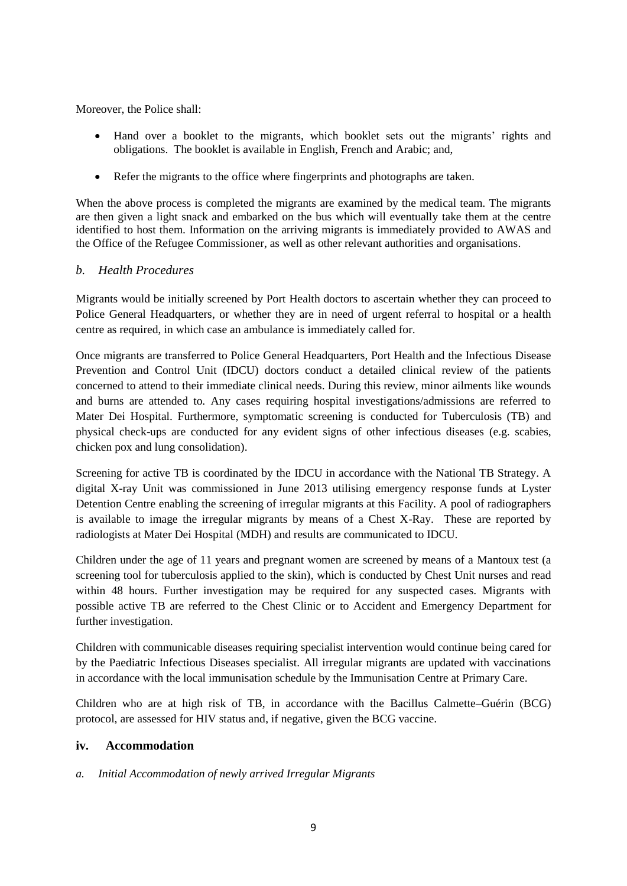Moreover, the Police shall:

- Hand over a booklet to the migrants, which booklet sets out the migrants' rights and obligations. The booklet is available in English, French and Arabic; and,
- Refer the migrants to the office where fingerprints and photographs are taken.

When the above process is completed the migrants are examined by the medical team. The migrants are then given a light snack and embarked on the bus which will eventually take them at the centre identified to host them. Information on the arriving migrants is immediately provided to AWAS and the Office of the Refugee Commissioner, as well as other relevant authorities and organisations.

### *b. Health Procedures*

Migrants would be initially screened by Port Health doctors to ascertain whether they can proceed to Police General Headquarters, or whether they are in need of urgent referral to hospital or a health centre as required, in which case an ambulance is immediately called for.

Once migrants are transferred to Police General Headquarters, Port Health and the Infectious Disease Prevention and Control Unit (IDCU) doctors conduct a detailed clinical review of the patients concerned to attend to their immediate clinical needs. During this review, minor ailments like wounds and burns are attended to. Any cases requiring hospital investigations/admissions are referred to Mater Dei Hospital. Furthermore, symptomatic screening is conducted for Tuberculosis (TB) and physical check-ups are conducted for any evident signs of other infectious diseases (e.g. scabies, chicken pox and lung consolidation).

Screening for active TB is coordinated by the IDCU in accordance with the National TB Strategy. A digital X-ray Unit was commissioned in June 2013 utilising emergency response funds at Lyster Detention Centre enabling the screening of irregular migrants at this Facility. A pool of radiographers is available to image the irregular migrants by means of a Chest X-Ray. These are reported by radiologists at Mater Dei Hospital (MDH) and results are communicated to IDCU.

Children under the age of 11 years and pregnant women are screened by means of a Mantoux test (a screening tool for tuberculosis applied to the skin), which is conducted by Chest Unit nurses and read within 48 hours. Further investigation may be required for any suspected cases. Migrants with possible active TB are referred to the Chest Clinic or to Accident and Emergency Department for further investigation.

Children with communicable diseases requiring specialist intervention would continue being cared for by the Paediatric Infectious Diseases specialist. All irregular migrants are updated with vaccinations in accordance with the local immunisation schedule by the Immunisation Centre at Primary Care.

Children who are at high risk of TB, in accordance with the Bacillus Calmette–Guérin (BCG) protocol, are assessed for HIV status and, if negative, given the BCG vaccine.

## iv. Accommodation

### *a. Initial Accommodation of newly arrived Irregular Migrants*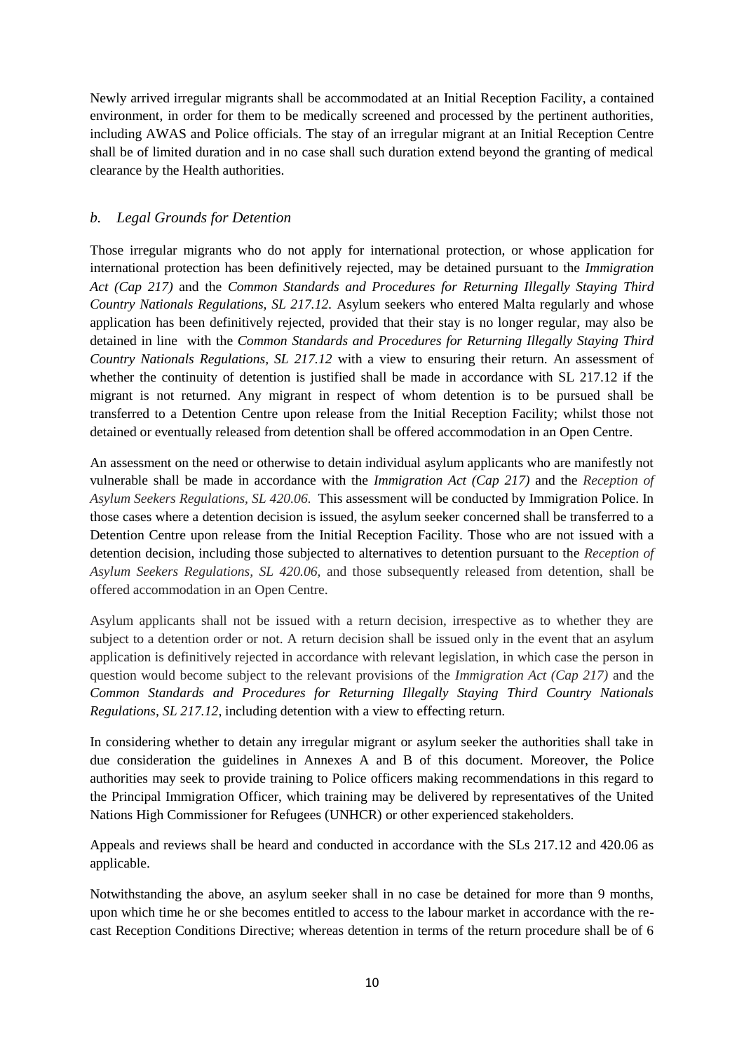Newly arrived irregular migrants shall be accommodated at an Initial Reception Facility, a contained environment, in order for them to be medically screened and processed by the pertinent authorities, including AWAS and Police officials. The stay of an irregular migrant at an Initial Reception Centre shall be of limited duration and in no case shall such duration extend beyond the granting of medical clearance by the Health authorities.

### *b. Legal Grounds for Detention*

Those irregular migrants who do not apply for international protection, or whose application for international protection has been definitively rejected, may be detained pursuant to the *Immigration Act (Cap 217)* and the *Common Standards and Procedures for Returning Illegally Staying Third Country Nationals Regulations, SL 217.12.* Asylum seekers who entered Malta regularly and whose application has been definitively rejected, provided that their stay is no longer regular, may also be detained in line with the *Common Standards and Procedures for Returning Illegally Staying Third Country Nationals Regulations, SL 217.12* with a view to ensuring their return. An assessment of whether the continuity of detention is justified shall be made in accordance with SL 217.12 if the migrant is not returned. Any migrant in respect of whom detention is to be pursued shall be transferred to a Detention Centre upon release from the Initial Reception Facility; whilst those not detained or eventually released from detention shall be offered accommodation in an Open Centre.

An assessment on the need or otherwise to detain individual asylum applicants who are manifestly not vulnerable shall be made in accordance with the *Immigration Act (Cap 217)* and the *Reception of Asylum Seekers Regulations, SL 420.06.* This assessment will be conducted by Immigration Police. In those cases where a detention decision is issued, the asylum seeker concerned shall be transferred to a Detention Centre upon release from the Initial Reception Facility. Those who are not issued with a detention decision, including those subjected to alternatives to detention pursuant to the *Reception of Asylum Seekers Regulations, SL 420.06,* and those subsequently released from detention, shall be offered accommodation in an Open Centre.

Asylum applicants shall not be issued with a return decision, irrespective as to whether they are subject to a detention order or not. A return decision shall be issued only in the event that an asylum application is definitively rejected in accordance with relevant legislation, in which case the person in question would become subject to the relevant provisions of the *Immigration Act (Cap 217)* and the *Common Standards and Procedures for Returning Illegally Staying Third Country Nationals Regulations, SL 217.12*, including detention with a view to effecting return.

In considering whether to detain any irregular migrant or asylum seeker the authorities shall take in due consideration the guidelines in Annexes A and B of this document. Moreover, the Police authorities may seek to provide training to Police officers making recommendations in this regard to the Principal Immigration Officer, which training may be delivered by representatives of the United Nations High Commissioner for Refugees (UNHCR) or other experienced stakeholders.

Appeals and reviews shall be heard and conducted in accordance with the SLs 217.12 and 420.06 as applicable.

Notwithstanding the above, an asylum seeker shall in no case be detained for more than 9 months, upon which time he or she becomes entitled to access to the labour market in accordance with the re-cast Reception Conditions Directive; whereas detention in terms of the return procedure shall be of 6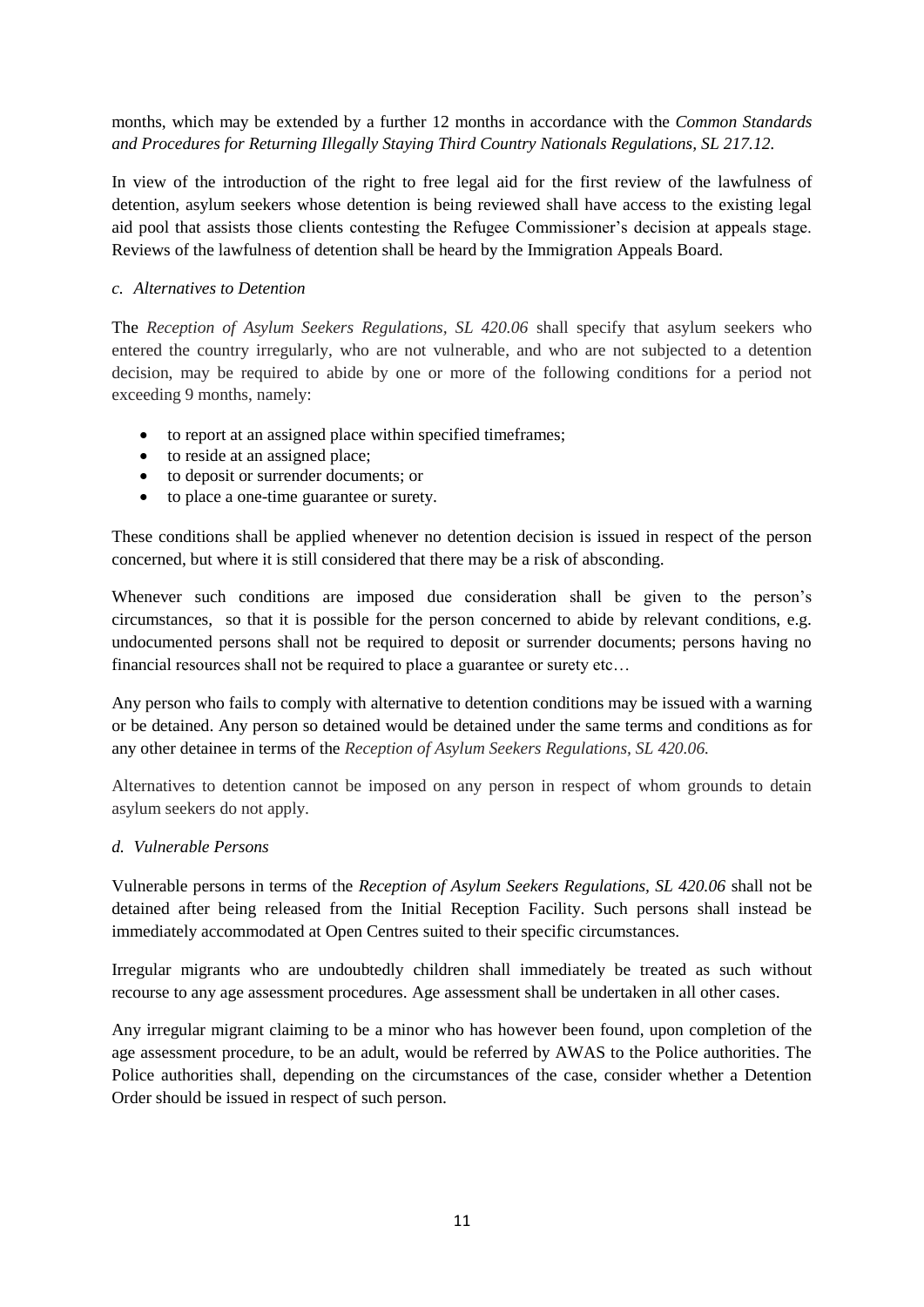months, which may be extended by a further 12 months in accordance with the *Common Standards and Procedures for Returning Illegally Staying Third Country Nationals Regulations, SL 217.12.*

In view of the introduction of the right to free legal aid for the first review of the lawfulness of detention, asylum seekers whose detention is being reviewed shall have access to the existing legal aid pool that assists those clients contesting the Refugee Commissioner's decision at appeals stage. Reviews of the lawfulness of detention shall be heard by the Immigration Appeals Board.

*c. Alternatives to Detention*

The *Reception of Asylum Seekers Regulations, SL 420.06* shall specify that asylum seekers who entered the country irregularly, who are not vulnerable, and who are not subjected to a detention decision, may be required to abide by one or more of the following conditions for a period not exceeding 9 months, namely:

- to report at an assigned place within specified timeframes;
- to reside at an assigned place;
- to deposit or surrender documents; or
- to place a one-time guarantee or surety.

These conditions shall be applied whenever no detention decision is issued in respect of the person concerned, but where it is still considered that there may be a risk of absconding.

Whenever such conditions are imposed due consideration shall be given to the person's circumstances, so that it is possible for the person concerned to abide by relevant conditions, e.g. undocumented persons shall not be required to deposit or surrender documents; persons having no financial resources shall not be required to place a guarantee or surety etc…

Any person who fails to comply with alternative to detention conditions may be issued with a warning or be detained. Any person so detained would be detained under the same terms and conditions as for any other detainee in terms of the *Reception of Asylum Seekers Regulations, SL 420.06.*

Alternatives to detention cannot be imposed on any person in respect of whom grounds to detain asylum seekers do not apply.

*d. Vulnerable Persons*

Vulnerable persons in terms of the *Reception of Asylum Seekers Regulations, SL 420.06* shall not be detained after being released from the Initial Reception Facility. Such persons shall instead be immediately accommodated at Open Centres suited to their specific circumstances.

Irregular migrants who are undoubtedly children shall immediately be treated as such without recourse to any age assessment procedures. Age assessment shall be undertaken in all other cases.

Any irregular migrant claiming to be a minor who has however been found, upon completion of the age assessment procedure, to be an adult, would be referred by AWAS to the Police authorities. The Police authorities shall, depending on the circumstances of the case, consider whether a Detention Order should be issued in respect of such person.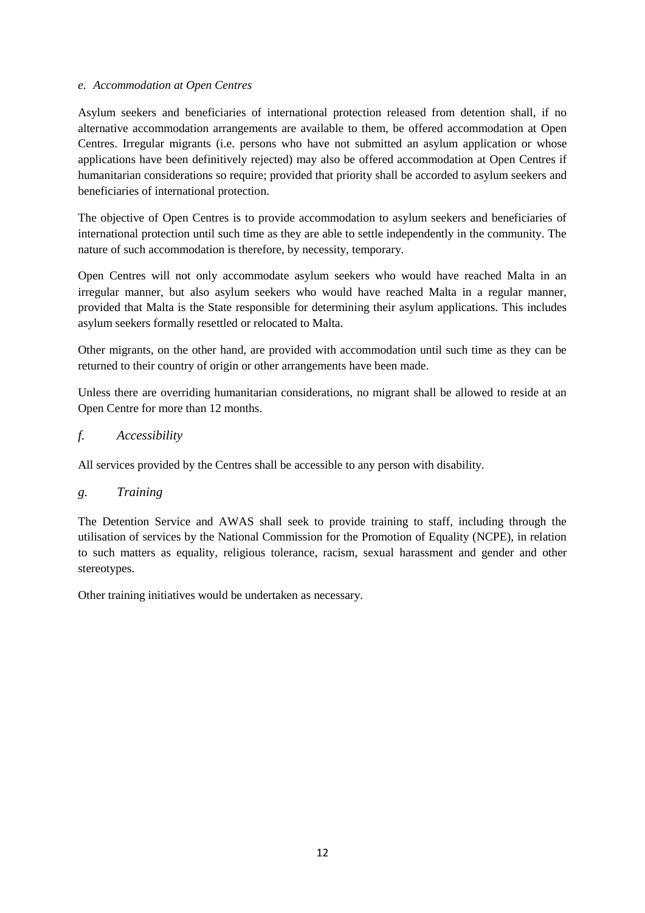### *e. Accommodation at Open Centres*

Asylum seekers and beneficiaries of international protection released from detention shall, if no alternative accommodation arrangements are available to them, be offered accommodation at Open Centres. Irregular migrants (i.e. persons who have not submitted an asylum application or whose applications have been definitively rejected) may also be offered accommodation at Open Centres if humanitarian considerations so require; provided that priority shall be accorded to asylum seekers and beneficiaries of international protection.

The objective of Open Centres is to provide accommodation to asylum seekers and beneficiaries of international protection until such time as they are able to settle independently in the community. The nature of such accommodation is therefore, by necessity, temporary.

Open Centres will not only accommodate asylum seekers who would have reached Malta in an irregular manner, but also asylum seekers who would have reached Malta in a regular manner, provided that Malta is the State responsible for determining their asylum applications. This includes asylum seekers formally resettled or relocated to Malta.

Other migrants, on the other hand, are provided with accommodation until such time as they can be returned to their country of origin or other arrangements have been made.

Unless there are overriding humanitarian considerations, no migrant shall be allowed to reside at an Open Centre for more than 12 months.

### *f. Accessibility*

All services provided by the Centres shall be accessible to any person with disability.

### *g. Training*

The Detention Service and AWAS shall seek to provide training to staff, including through the utilisation of services by the National Commission for the Promotion of Equality (NCPE), in relation to such matters as equality, religious tolerance, racism, sexual harassment and gender and other stereotypes.

Other training initiatives would be undertaken as necessary.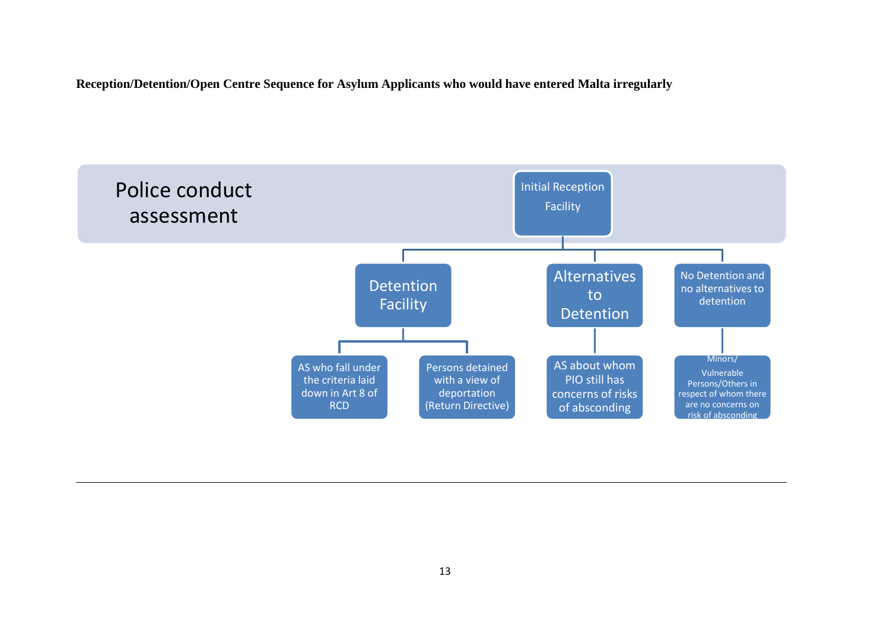**Reception/Detention/Open Centre Sequence for Asylum Applicants who would have entered Malta irregularly**

Police conduct assessment

- Initial Reception Facility
  - Detention Facility
    - AS who fall under the criteria laid down in Art 8 of RCD
    - Persons detained with a view of deportation (Return Directive)
  - Alternatives to Detention
    - AS about whom PIO still has concerns of risks of absconding
  - No Detention and no alternatives to detention
    - Minors/ Vulnerable Persons/Others in respect of whom there are no concerns on risk of absconding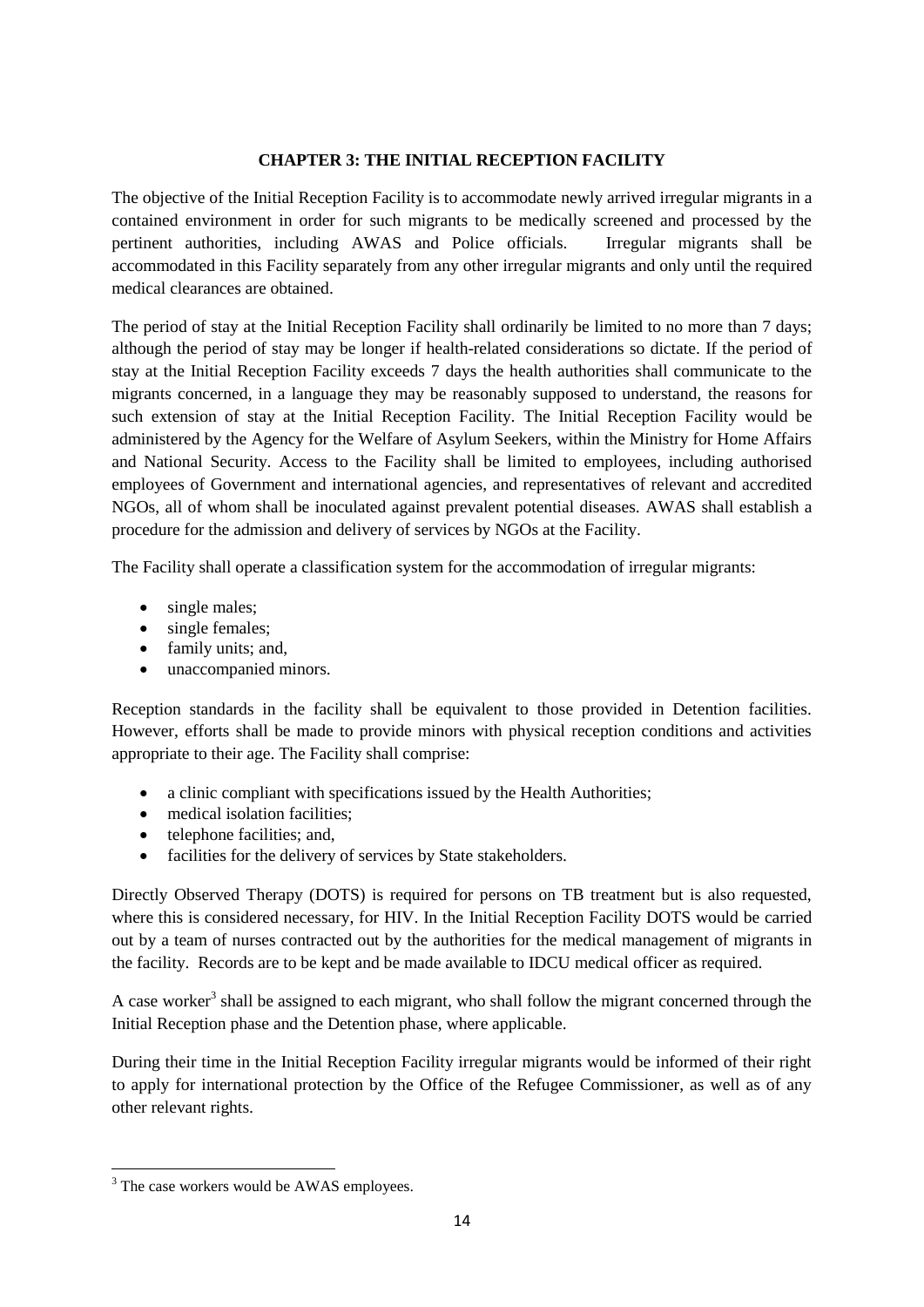## CHAPTER 3: THE INITIAL RECEPTION FACILITY

The objective of the Initial Reception Facility is to accommodate newly arrived irregular migrants in a contained environment in order for such migrants to be medically screened and processed by the pertinent authorities, including AWAS and Police officials. Irregular migrants shall be accommodated in this Facility separately from any other irregular migrants and only until the required medical clearances are obtained.

The period of stay at the Initial Reception Facility shall ordinarily be limited to no more than 7 days; although the period of stay may be longer if health-related considerations so dictate. If the period of stay at the Initial Reception Facility exceeds 7 days the health authorities shall communicate to the migrants concerned, in a language they may be reasonably supposed to understand, the reasons for such extension of stay at the Initial Reception Facility. The Initial Reception Facility would be administered by the Agency for the Welfare of Asylum Seekers, within the Ministry for Home Affairs and National Security. Access to the Facility shall be limited to employees, including authorised employees of Government and international agencies, and representatives of relevant and accredited NGOs, all of whom shall be inoculated against prevalent potential diseases. AWAS shall establish a procedure for the admission and delivery of services by NGOs at the Facility.

The Facility shall operate a classification system for the accommodation of irregular migrants:

- single males;
- single females;
- family units; and,
- unaccompanied minors.

Reception standards in the facility shall be equivalent to those provided in Detention facilities. However, efforts shall be made to provide minors with physical reception conditions and activities appropriate to their age. The Facility shall comprise:

- a clinic compliant with specifications issued by the Health Authorities;
- medical isolation facilities;
- telephone facilities; and,
- facilities for the delivery of services by State stakeholders.

Directly Observed Therapy (DOTS) is required for persons on TB treatment but is also requested, where this is considered necessary, for HIV. In the Initial Reception Facility DOTS would be carried out by a team of nurses contracted out by the authorities for the medical management of migrants in the facility. Records are to be kept and be made available to IDCU medical officer as required.

A case worker[3] shall be assigned to each migrant, who shall follow the migrant concerned through the Initial Reception phase and the Detention phase, where applicable.

During their time in the Initial Reception Facility irregular migrants would be informed of their right to apply for international protection by the Office of the Refugee Commissioner, as well as of any other relevant rights.

---

[3] The case workers would be AWAS employees.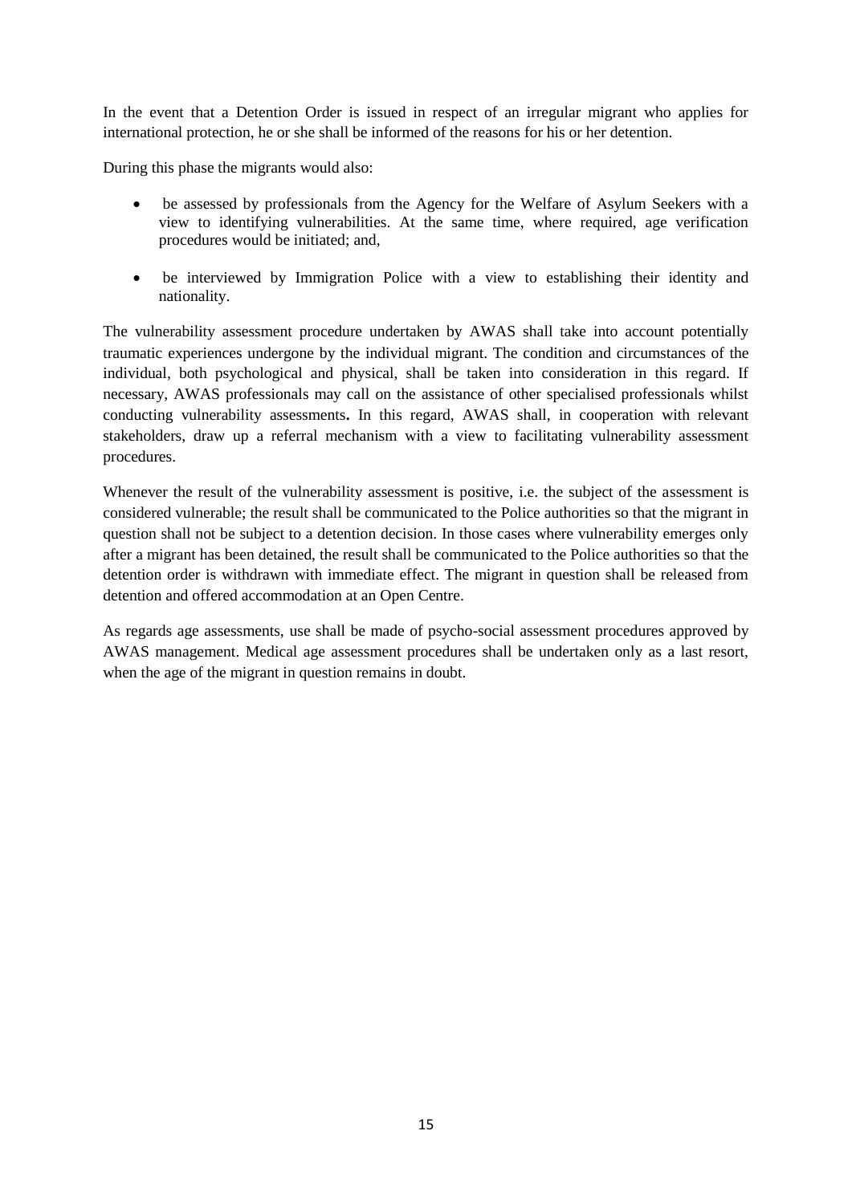In the event that a Detention Order is issued in respect of an irregular migrant who applies for international protection, he or she shall be informed of the reasons for his or her detention.

During this phase the migrants would also:

- be assessed by professionals from the Agency for the Welfare of Asylum Seekers with a view to identifying vulnerabilities. At the same time, where required, age verification procedures would be initiated; and,
- be interviewed by Immigration Police with a view to establishing their identity and nationality.

The vulnerability assessment procedure undertaken by AWAS shall take into account potentially traumatic experiences undergone by the individual migrant. The condition and circumstances of the individual, both psychological and physical, shall be taken into consideration in this regard. If necessary, AWAS professionals may call on the assistance of other specialised professionals whilst conducting vulnerability assessments**.** In this regard, AWAS shall, in cooperation with relevant stakeholders, draw up a referral mechanism with a view to facilitating vulnerability assessment procedures.

Whenever the result of the vulnerability assessment is positive, i.e. the subject of the assessment is considered vulnerable; the result shall be communicated to the Police authorities so that the migrant in question shall not be subject to a detention decision. In those cases where vulnerability emerges only after a migrant has been detained, the result shall be communicated to the Police authorities so that the detention order is withdrawn with immediate effect. The migrant in question shall be released from detention and offered accommodation at an Open Centre.

As regards age assessments, use shall be made of psycho-social assessment procedures approved by AWAS management. Medical age assessment procedures shall be undertaken only as a last resort, when the age of the migrant in question remains in doubt.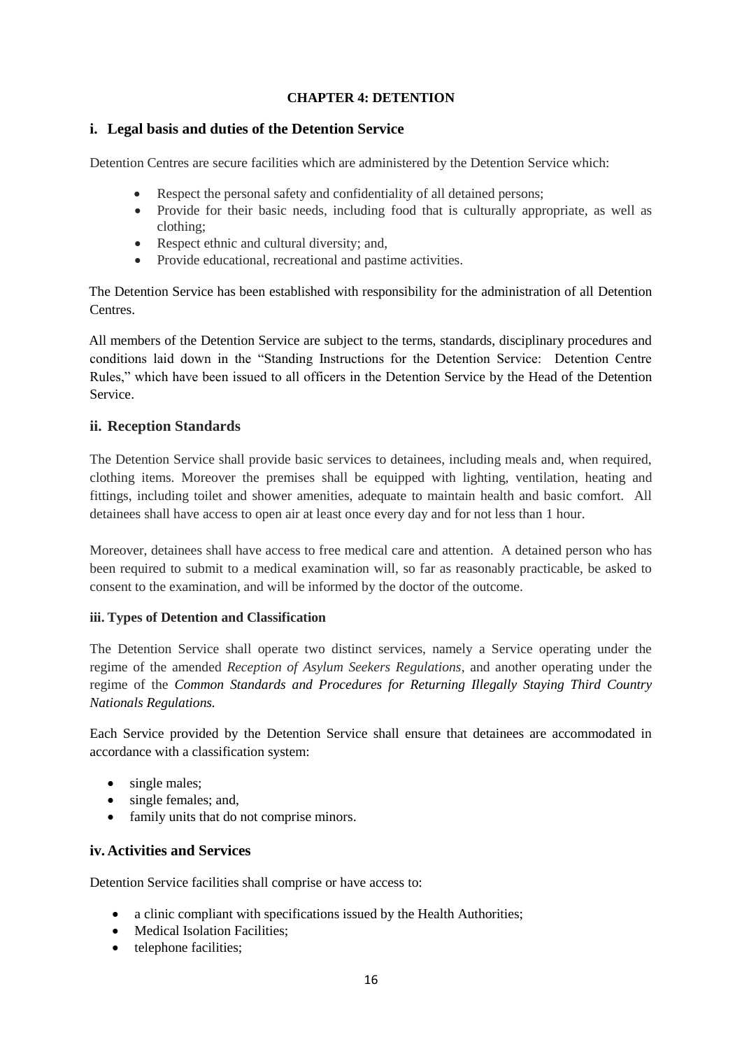# CHAPTER 4: DETENTION

## i. Legal basis and duties of the Detention Service

Detention Centres are secure facilities which are administered by the Detention Service which:

- Respect the personal safety and confidentiality of all detained persons;
- Provide for their basic needs, including food that is culturally appropriate, as well as clothing;
- Respect ethnic and cultural diversity; and,
- Provide educational, recreational and pastime activities.

The Detention Service has been established with responsibility for the administration of all Detention Centres.

All members of the Detention Service are subject to the terms, standards, disciplinary procedures and conditions laid down in the "Standing Instructions for the Detention Service: Detention Centre Rules," which have been issued to all officers in the Detention Service by the Head of the Detention Service.

## ii. Reception Standards

The Detention Service shall provide basic services to detainees, including meals and, when required, clothing items. Moreover the premises shall be equipped with lighting, ventilation, heating and fittings, including toilet and shower amenities, adequate to maintain health and basic comfort. All detainees shall have access to open air at least once every day and for not less than 1 hour.

Moreover, detainees shall have access to free medical care and attention. A detained person who has been required to submit to a medical examination will, so far as reasonably practicable, be asked to consent to the examination, and will be informed by the doctor of the outcome.

### iii. Types of Detention and Classification

The Detention Service shall operate two distinct services, namely a Service operating under the regime of the amended *Reception of Asylum Seekers Regulations*, and another operating under the regime of the ***Common Standards and Procedures for Returning Illegally Staying Third Country Nationals Regulations.***

Each Service provided by the Detention Service shall ensure that detainees are accommodated in accordance with a classification system:

- single males;
- single females; and,
- family units that do not comprise minors.

## iv. Activities and Services

Detention Service facilities shall comprise or have access to:

- a clinic compliant with specifications issued by the Health Authorities;
- Medical Isolation Facilities;
- telephone facilities;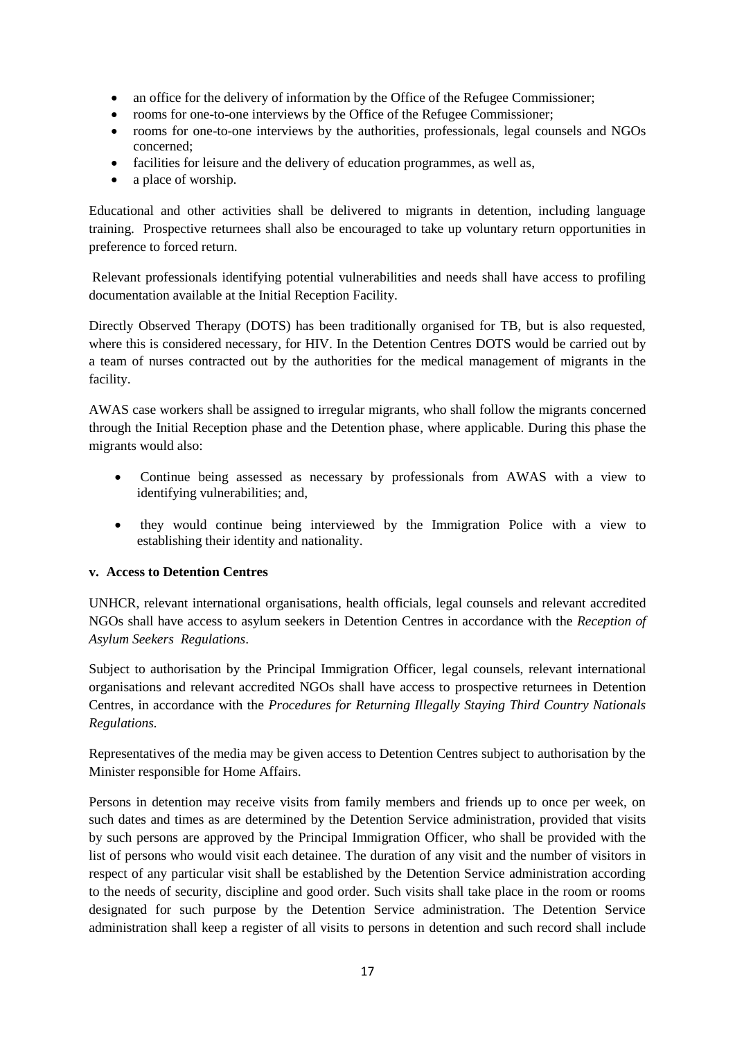- an office for the delivery of information by the Office of the Refugee Commissioner;
- rooms for one-to-one interviews by the Office of the Refugee Commissioner;
- rooms for one-to-one interviews by the authorities, professionals, legal counsels and NGOs concerned;
- facilities for leisure and the delivery of education programmes, as well as,
- a place of worship.

Educational and other activities shall be delivered to migrants in detention, including language training. Prospective returnees shall also be encouraged to take up voluntary return opportunities in preference to forced return.

Relevant professionals identifying potential vulnerabilities and needs shall have access to profiling documentation available at the Initial Reception Facility.

Directly Observed Therapy (DOTS) has been traditionally organised for TB, but is also requested, where this is considered necessary, for HIV. In the Detention Centres DOTS would be carried out by a team of nurses contracted out by the authorities for the medical management of migrants in the facility.

AWAS case workers shall be assigned to irregular migrants, who shall follow the migrants concerned through the Initial Reception phase and the Detention phase, where applicable. During this phase the migrants would also:

- Continue being assessed as necessary by professionals from AWAS with a view to identifying vulnerabilities; and,
- they would continue being interviewed by the Immigration Police with a view to establishing their identity and nationality.

**v. Access to Detention Centres**

UNHCR, relevant international organisations, health officials, legal counsels and relevant accredited NGOs shall have access to asylum seekers in Detention Centres in accordance with the *Reception of Asylum Seekers Regulations*.

Subject to authorisation by the Principal Immigration Officer, legal counsels, relevant international organisations and relevant accredited NGOs shall have access to prospective returnees in Detention Centres, in accordance with the *Procedures for Returning Illegally Staying Third Country Nationals Regulations.*

Representatives of the media may be given access to Detention Centres subject to authorisation by the Minister responsible for Home Affairs.

Persons in detention may receive visits from family members and friends up to once per week, on such dates and times as are determined by the Detention Service administration, provided that visits by such persons are approved by the Principal Immigration Officer, who shall be provided with the list of persons who would visit each detainee. The duration of any visit and the number of visitors in respect of any particular visit shall be established by the Detention Service administration according to the needs of security, discipline and good order. Such visits shall take place in the room or rooms designated for such purpose by the Detention Service administration. The Detention Service administration shall keep a register of all visits to persons in detention and such record shall include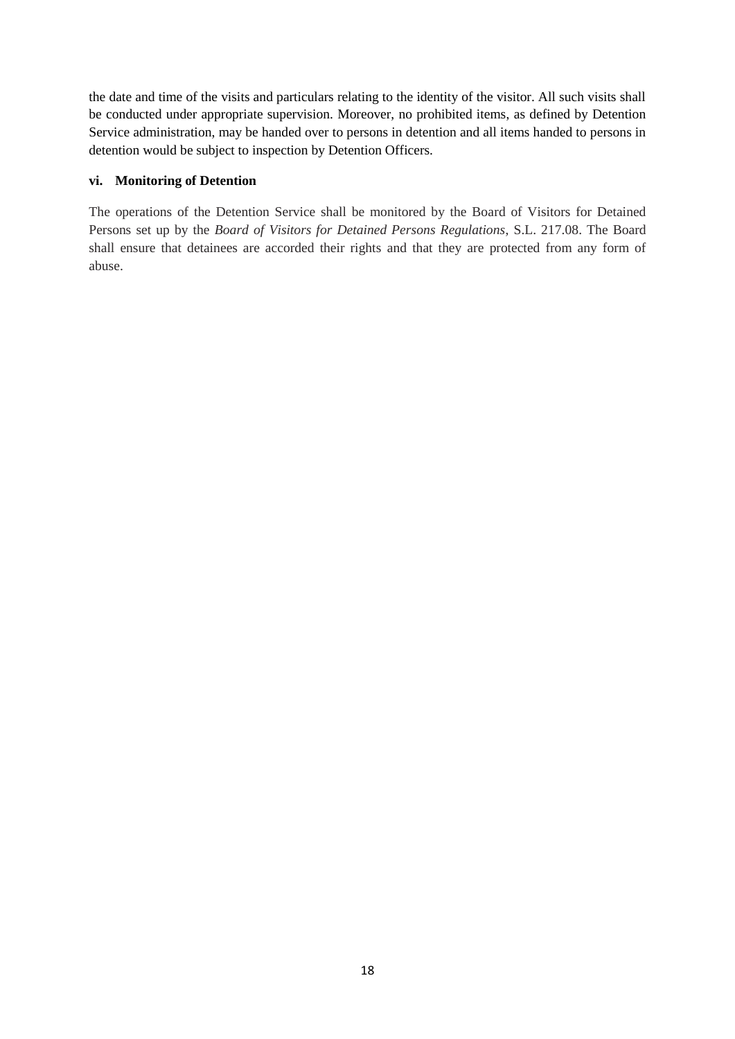the date and time of the visits and particulars relating to the identity of the visitor. All such visits shall be conducted under appropriate supervision. Moreover, no prohibited items, as defined by Detention Service administration, may be handed over to persons in detention and all items handed to persons in detention would be subject to inspection by Detention Officers.

**vi. Monitoring of Detention**

The operations of the Detention Service shall be monitored by the Board of Visitors for Detained Persons set up by the *Board of Visitors for Detained Persons Regulations*, S.L. 217.08. The Board shall ensure that detainees are accorded their rights and that they are protected from any form of abuse.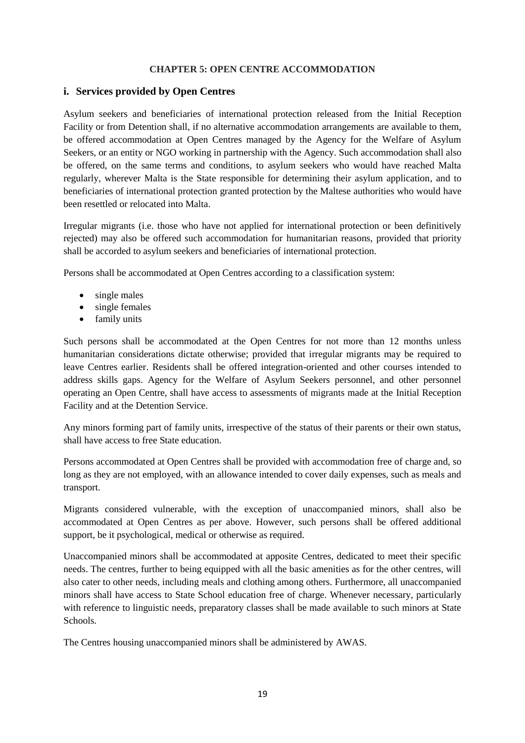# CHAPTER 5: OPEN CENTRE ACCOMMODATION

## i. Services provided by Open Centres

Asylum seekers and beneficiaries of international protection released from the Initial Reception Facility or from Detention shall, if no alternative accommodation arrangements are available to them, be offered accommodation at Open Centres managed by the Agency for the Welfare of Asylum Seekers, or an entity or NGO working in partnership with the Agency. Such accommodation shall also be offered, on the same terms and conditions, to asylum seekers who would have reached Malta regularly, wherever Malta is the State responsible for determining their asylum application, and to beneficiaries of international protection granted protection by the Maltese authorities who would have been resettled or relocated into Malta.

Irregular migrants (i.e. those who have not applied for international protection or been definitively rejected) may also be offered such accommodation for humanitarian reasons, provided that priority shall be accorded to asylum seekers and beneficiaries of international protection.

Persons shall be accommodated at Open Centres according to a classification system:

- single males
- single females
- family units

Such persons shall be accommodated at the Open Centres for not more than 12 months unless humanitarian considerations dictate otherwise; provided that irregular migrants may be required to leave Centres earlier. Residents shall be offered integration-oriented and other courses intended to address skills gaps. Agency for the Welfare of Asylum Seekers personnel, and other personnel operating an Open Centre, shall have access to assessments of migrants made at the Initial Reception Facility and at the Detention Service.

Any minors forming part of family units, irrespective of the status of their parents or their own status, shall have access to free State education.

Persons accommodated at Open Centres shall be provided with accommodation free of charge and, so long as they are not employed, with an allowance intended to cover daily expenses, such as meals and transport.

Migrants considered vulnerable, with the exception of unaccompanied minors, shall also be accommodated at Open Centres as per above. However, such persons shall be offered additional support, be it psychological, medical or otherwise as required.

Unaccompanied minors shall be accommodated at apposite Centres, dedicated to meet their specific needs. The centres, further to being equipped with all the basic amenities as for the other centres, will also cater to other needs, including meals and clothing among others. Furthermore, all unaccompanied minors shall have access to State School education free of charge. Whenever necessary, particularly with reference to linguistic needs, preparatory classes shall be made available to such minors at State Schools.

The Centres housing unaccompanied minors shall be administered by AWAS.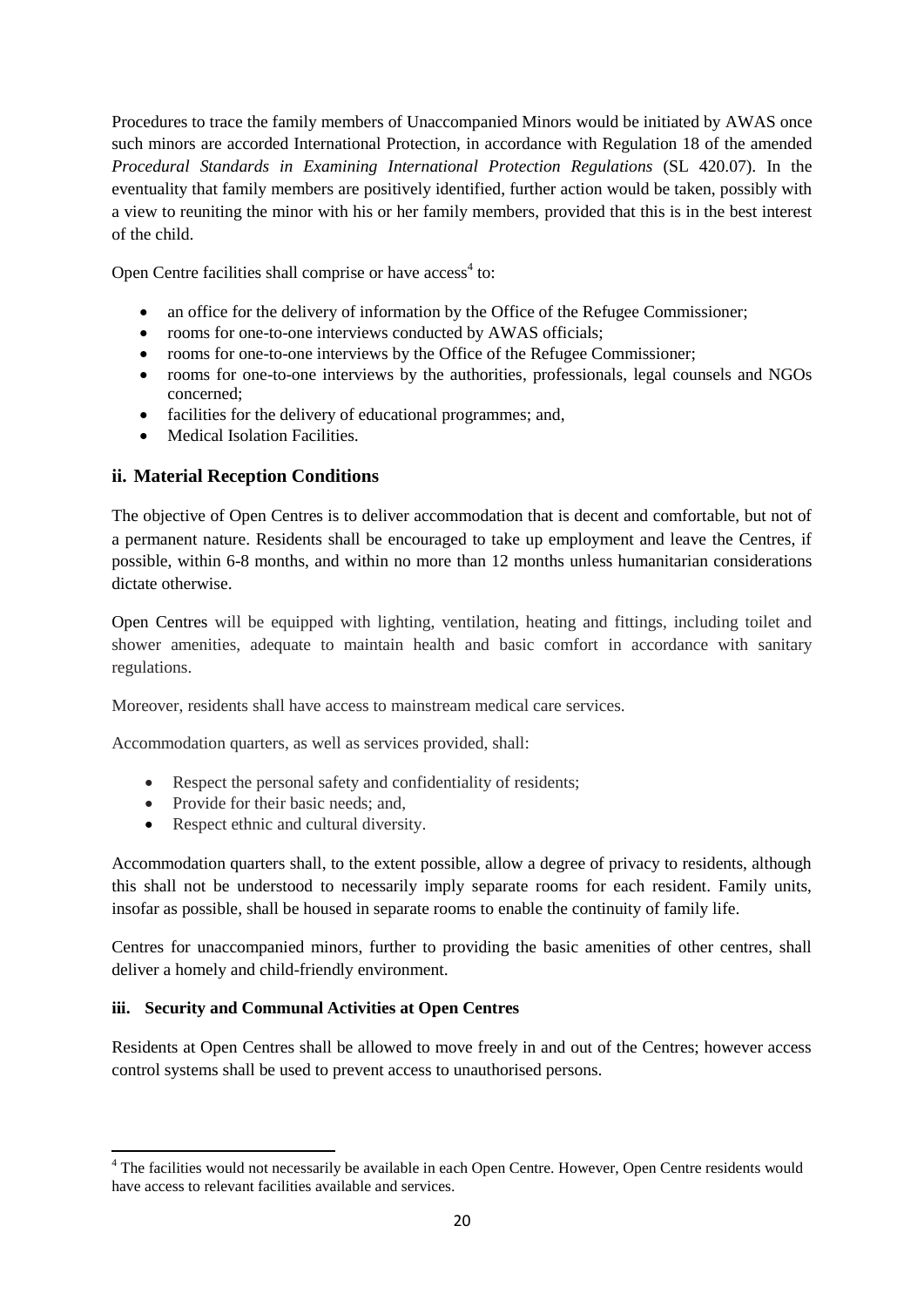Procedures to trace the family members of Unaccompanied Minors would be initiated by AWAS once such minors are accorded International Protection, in accordance with Regulation 18 of the amended *Procedural Standards in Examining International Protection Regulations* (SL 420.07). In the eventuality that family members are positively identified, further action would be taken, possibly with a view to reuniting the minor with his or her family members, provided that this is in the best interest of the child.

Open Centre facilities shall comprise or have access[4] to:

- an office for the delivery of information by the Office of the Refugee Commissioner;
- rooms for one-to-one interviews conducted by AWAS officials;
- rooms for one-to-one interviews by the Office of the Refugee Commissioner;
- rooms for one-to-one interviews by the authorities, professionals, legal counsels and NGOs concerned;
- facilities for the delivery of educational programmes; and,
- Medical Isolation Facilities.

## ii. Material Reception Conditions

The objective of Open Centres is to deliver accommodation that is decent and comfortable, but not of a permanent nature. Residents shall be encouraged to take up employment and leave the Centres, if possible, within 6-8 months, and within no more than 12 months unless humanitarian considerations dictate otherwise.

Open Centres will be equipped with lighting, ventilation, heating and fittings, including toilet and shower amenities, adequate to maintain health and basic comfort in accordance with sanitary regulations.

Moreover, residents shall have access to mainstream medical care services.

Accommodation quarters, as well as services provided, shall:

- Respect the personal safety and confidentiality of residents;
- Provide for their basic needs; and,
- Respect ethnic and cultural diversity.

Accommodation quarters shall, to the extent possible, allow a degree of privacy to residents, although this shall not be understood to necessarily imply separate rooms for each resident. Family units, insofar as possible, shall be housed in separate rooms to enable the continuity of family life.

Centres for unaccompanied minors, further to providing the basic amenities of other centres, shall deliver a homely and child-friendly environment.

### iii. Security and Communal Activities at Open Centres

Residents at Open Centres shall be allowed to move freely in and out of the Centres; however access control systems shall be used to prevent access to unauthorised persons.

---

[4] The facilities would not necessarily be available in each Open Centre. However, Open Centre residents would have access to relevant facilities available and services.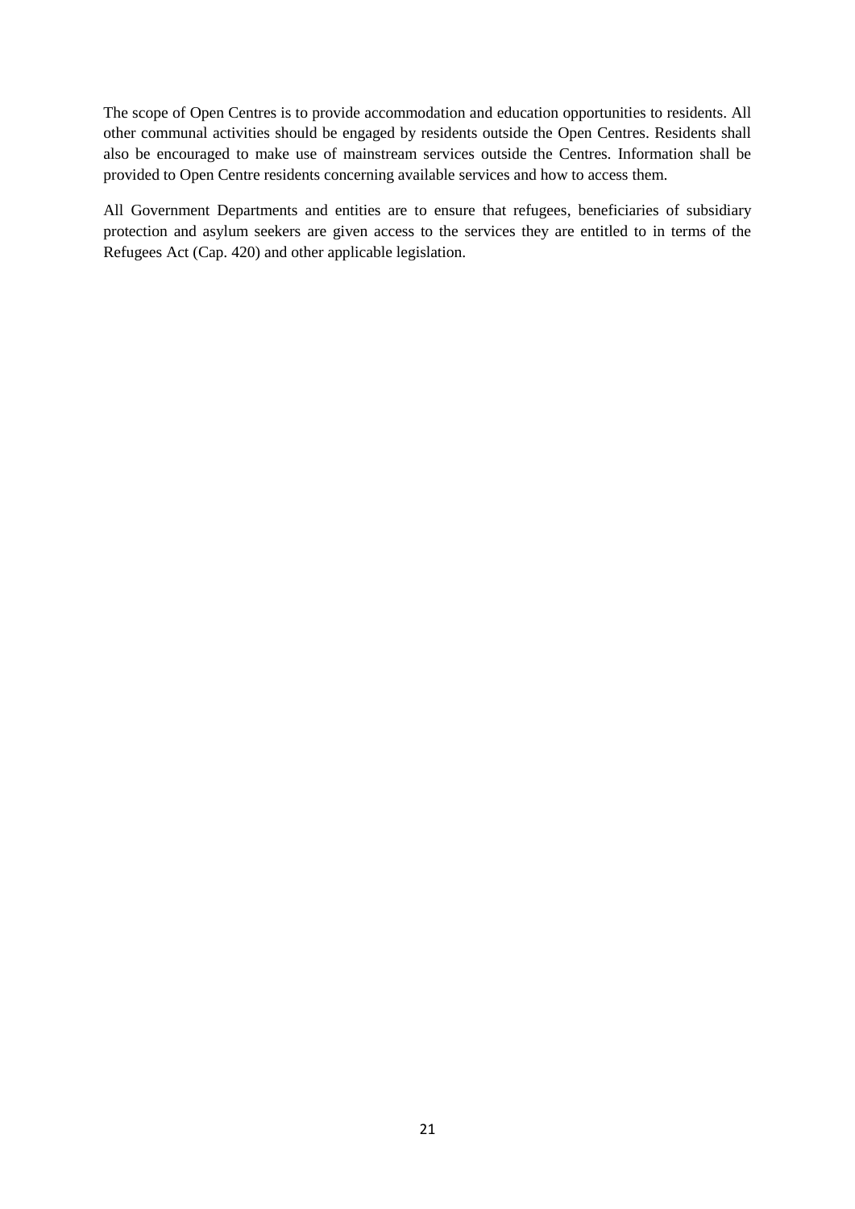The scope of Open Centres is to provide accommodation and education opportunities to residents. All other communal activities should be engaged by residents outside the Open Centres. Residents shall also be encouraged to make use of mainstream services outside the Centres. Information shall be provided to Open Centre residents concerning available services and how to access them.

All Government Departments and entities are to ensure that refugees, beneficiaries of subsidiary protection and asylum seekers are given access to the services they are entitled to in terms of the Refugees Act (Cap. 420) and other applicable legislation.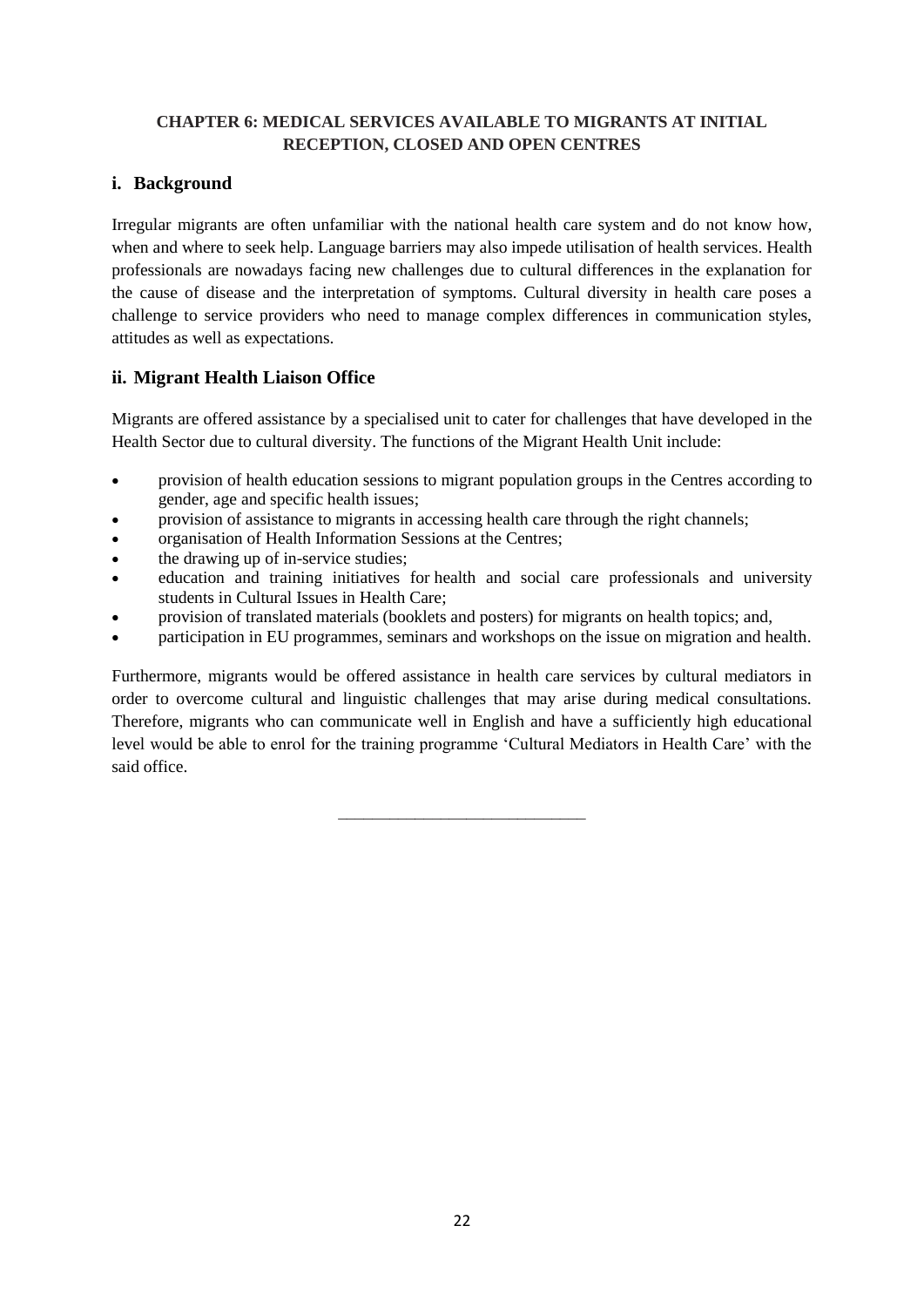## CHAPTER 6: MEDICAL SERVICES AVAILABLE TO MIGRANTS AT INITIAL RECEPTION, CLOSED AND OPEN CENTRES

### i. Background

Irregular migrants are often unfamiliar with the national health care system and do not know how, when and where to seek help. Language barriers may also impede utilisation of health services. Health professionals are nowadays facing new challenges due to cultural differences in the explanation for the cause of disease and the interpretation of symptoms. Cultural diversity in health care poses a challenge to service providers who need to manage complex differences in communication styles, attitudes as well as expectations.

### ii. Migrant Health Liaison Office

Migrants are offered assistance by a specialised unit to cater for challenges that have developed in the Health Sector due to cultural diversity. The functions of the Migrant Health Unit include:

- provision of health education sessions to migrant population groups in the Centres according to gender, age and specific health issues;
- provision of assistance to migrants in accessing health care through the right channels;
- organisation of Health Information Sessions at the Centres;
- the drawing up of in-service studies;
- education and training initiatives for health and social care professionals and university students in Cultural Issues in Health Care;
- provision of translated materials (booklets and posters) for migrants on health topics; and,
- participation in EU programmes, seminars and workshops on the issue on migration and health.

Furthermore, migrants would be offered assistance in health care services by cultural mediators in order to overcome cultural and linguistic challenges that may arise during medical consultations. Therefore, migrants who can communicate well in English and have a sufficiently high educational level would be able to enrol for the training programme 'Cultural Mediators in Health Care' with the said office.

---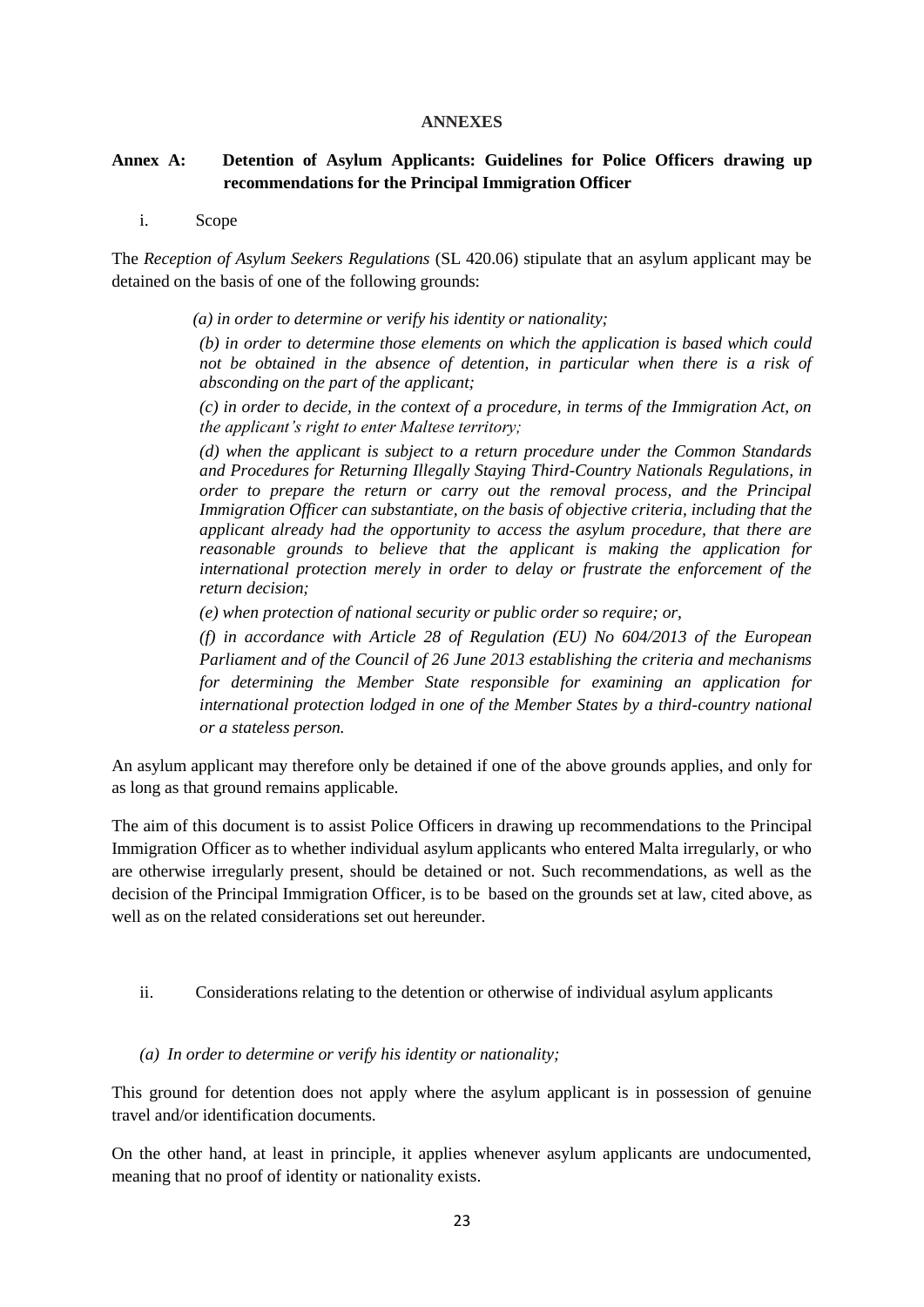# ANNEXES

## Annex A: Detention of Asylum Applicants: Guidelines for Police Officers drawing up recommendations for the Principal Immigration Officer

### i. Scope

The *Reception of Asylum Seekers Regulations* (SL 420.06) stipulate that an asylum applicant may be detained on the basis of one of the following grounds:

> *(a) in order to determine or verify his identity or nationality;*
>
> *(b) in order to determine those elements on which the application is based which could not be obtained in the absence of detention, in particular when there is a risk of absconding on the part of the applicant;*
>
> *(c) in order to decide, in the context of a procedure, in terms of the Immigration Act, on the applicant's right to enter Maltese territory;*
>
> *(d) when the applicant is subject to a return procedure under the Common Standards and Procedures for Returning Illegally Staying Third-Country Nationals Regulations, in order to prepare the return or carry out the removal process, and the Principal Immigration Officer can substantiate, on the basis of objective criteria, including that the applicant already had the opportunity to access the asylum procedure, that there are reasonable grounds to believe that the applicant is making the application for international protection merely in order to delay or frustrate the enforcement of the return decision;*
>
> *(e) when protection of national security or public order so require; or,*
>
> *(f) in accordance with Article 28 of Regulation (EU) No 604/2013 of the European Parliament and of the Council of 26 June 2013 establishing the criteria and mechanisms for determining the Member State responsible for examining an application for international protection lodged in one of the Member States by a third-country national or a stateless person.*

An asylum applicant may therefore only be detained if one of the above grounds applies, and only for as long as that ground remains applicable.

The aim of this document is to assist Police Officers in drawing up recommendations to the Principal Immigration Officer as to whether individual asylum applicants who entered Malta irregularly, or who are otherwise irregularly present, should be detained or not. Such recommendations, as well as the decision of the Principal Immigration Officer, is to be based on the grounds set at law, cited above, as well as on the related considerations set out hereunder.

### ii. Considerations relating to the detention or otherwise of individual asylum applicants

#### *(a) In order to determine or verify his identity or nationality;*

This ground for detention does not apply where the asylum applicant is in possession of genuine travel and/or identification documents.

On the other hand, at least in principle, it applies whenever asylum applicants are undocumented, meaning that no proof of identity or nationality exists.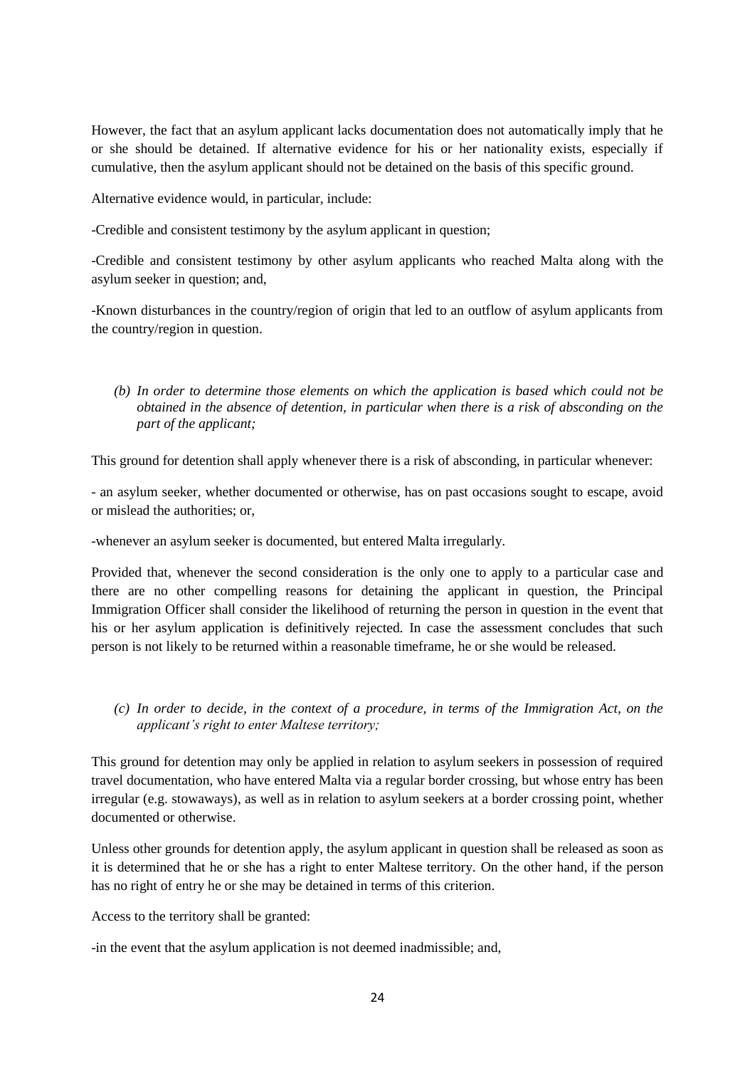However, the fact that an asylum applicant lacks documentation does not automatically imply that he or she should be detained. If alternative evidence for his or her nationality exists, especially if cumulative, then the asylum applicant should not be detained on the basis of this specific ground.

Alternative evidence would, in particular, include:

-Credible and consistent testimony by the asylum applicant in question;

-Credible and consistent testimony by other asylum applicants who reached Malta along with the asylum seeker in question; and,

-Known disturbances in the country/region of origin that led to an outflow of asylum applicants from the country/region in question.

*(b) In order to determine those elements on which the application is based which could not be obtained in the absence of detention, in particular when there is a risk of absconding on the part of the applicant;*

This ground for detention shall apply whenever there is a risk of absconding, in particular whenever:

- an asylum seeker, whether documented or otherwise, has on past occasions sought to escape, avoid or mislead the authorities; or,

-whenever an asylum seeker is documented, but entered Malta irregularly.

Provided that, whenever the second consideration is the only one to apply to a particular case and there are no other compelling reasons for detaining the applicant in question, the Principal Immigration Officer shall consider the likelihood of returning the person in question in the event that his or her asylum application is definitively rejected. In case the assessment concludes that such person is not likely to be returned within a reasonable timeframe, he or she would be released.

*(c) In order to decide, in the context of a procedure, in terms of the Immigration Act, on the applicant's right to enter Maltese territory;*

This ground for detention may only be applied in relation to asylum seekers in possession of required travel documentation, who have entered Malta via a regular border crossing, but whose entry has been irregular (e.g. stowaways), as well as in relation to asylum seekers at a border crossing point, whether documented or otherwise.

Unless other grounds for detention apply, the asylum applicant in question shall be released as soon as it is determined that he or she has a right to enter Maltese territory. On the other hand, if the person has no right of entry he or she may be detained in terms of this criterion.

Access to the territory shall be granted:

-in the event that the asylum application is not deemed inadmissible; and,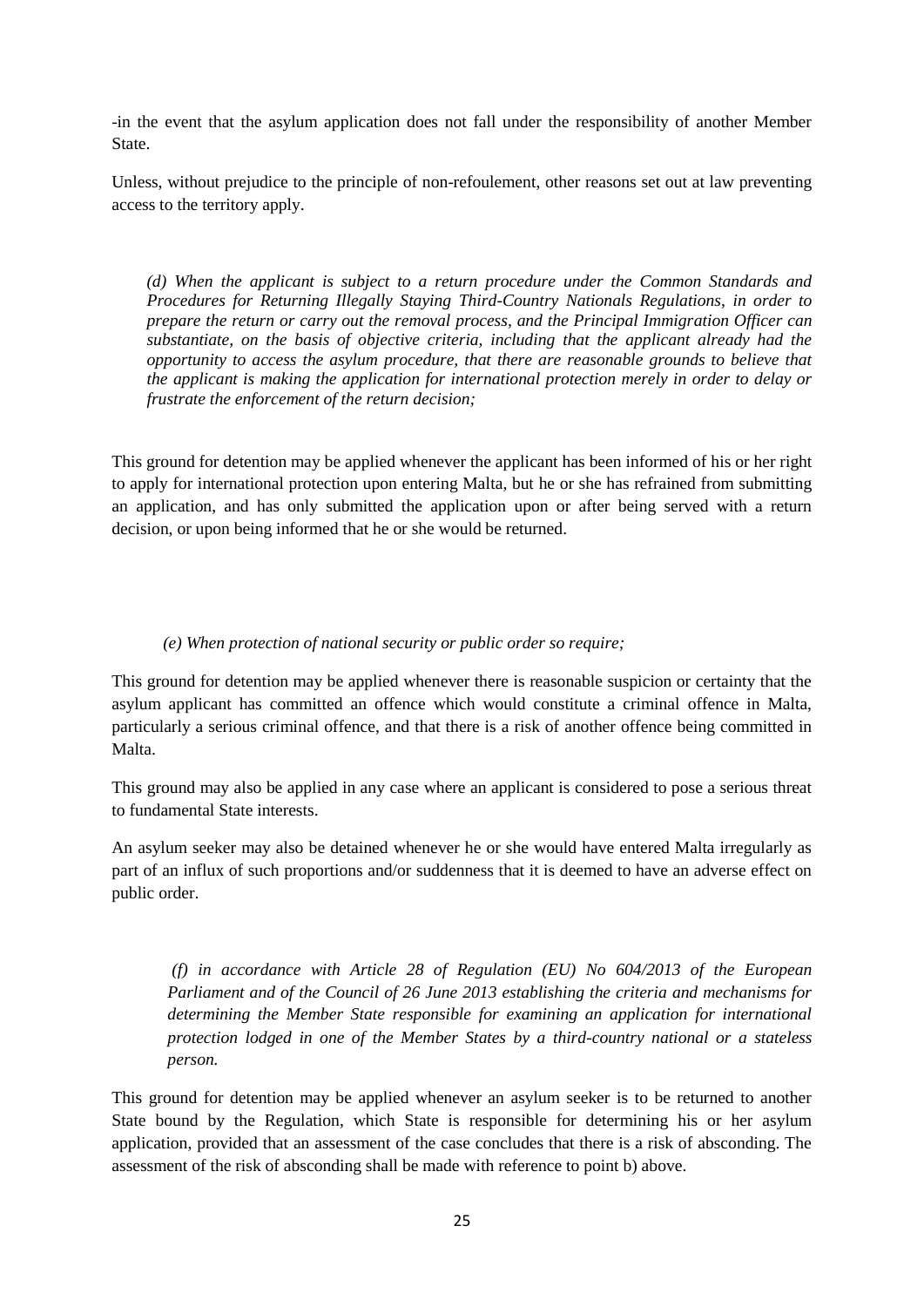-in the event that the asylum application does not fall under the responsibility of another Member State.

Unless, without prejudice to the principle of non-refoulement, other reasons set out at law preventing access to the territory apply.

*(d) When the applicant is subject to a return procedure under the Common Standards and Procedures for Returning Illegally Staying Third-Country Nationals Regulations, in order to prepare the return or carry out the removal process, and the Principal Immigration Officer can substantiate, on the basis of objective criteria, including that the applicant already had the opportunity to access the asylum procedure, that there are reasonable grounds to believe that the applicant is making the application for international protection merely in order to delay or frustrate the enforcement of the return decision;*

This ground for detention may be applied whenever the applicant has been informed of his or her right to apply for international protection upon entering Malta, but he or she has refrained from submitting an application, and has only submitted the application upon or after being served with a return decision, or upon being informed that he or she would be returned.

*(e) When protection of national security or public order so require;*

This ground for detention may be applied whenever there is reasonable suspicion or certainty that the asylum applicant has committed an offence which would constitute a criminal offence in Malta, particularly a serious criminal offence, and that there is a risk of another offence being committed in Malta.

This ground may also be applied in any case where an applicant is considered to pose a serious threat to fundamental State interests.

An asylum seeker may also be detained whenever he or she would have entered Malta irregularly as part of an influx of such proportions and/or suddenness that it is deemed to have an adverse effect on public order.

*(f) in accordance with Article 28 of Regulation (EU) No 604/2013 of the European Parliament and of the Council of 26 June 2013 establishing the criteria and mechanisms for determining the Member State responsible for examining an application for international protection lodged in one of the Member States by a third-country national or a stateless person.*

This ground for detention may be applied whenever an asylum seeker is to be returned to another State bound by the Regulation, which State is responsible for determining his or her asylum application, provided that an assessment of the case concludes that there is a risk of absconding. The assessment of the risk of absconding shall be made with reference to point b) above.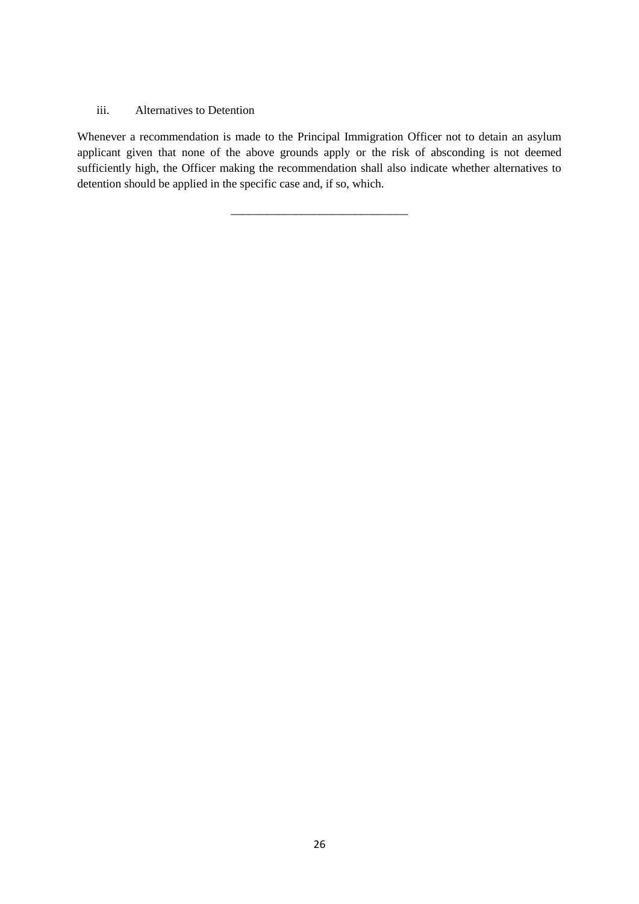### iii. Alternatives to Detention

Whenever a recommendation is made to the Principal Immigration Officer not to detain an asylum applicant given that none of the above grounds apply or the risk of absconding is not deemed sufficiently high, the Officer making the recommendation shall also indicate whether alternatives to detention should be applied in the specific case and, if so, which.

---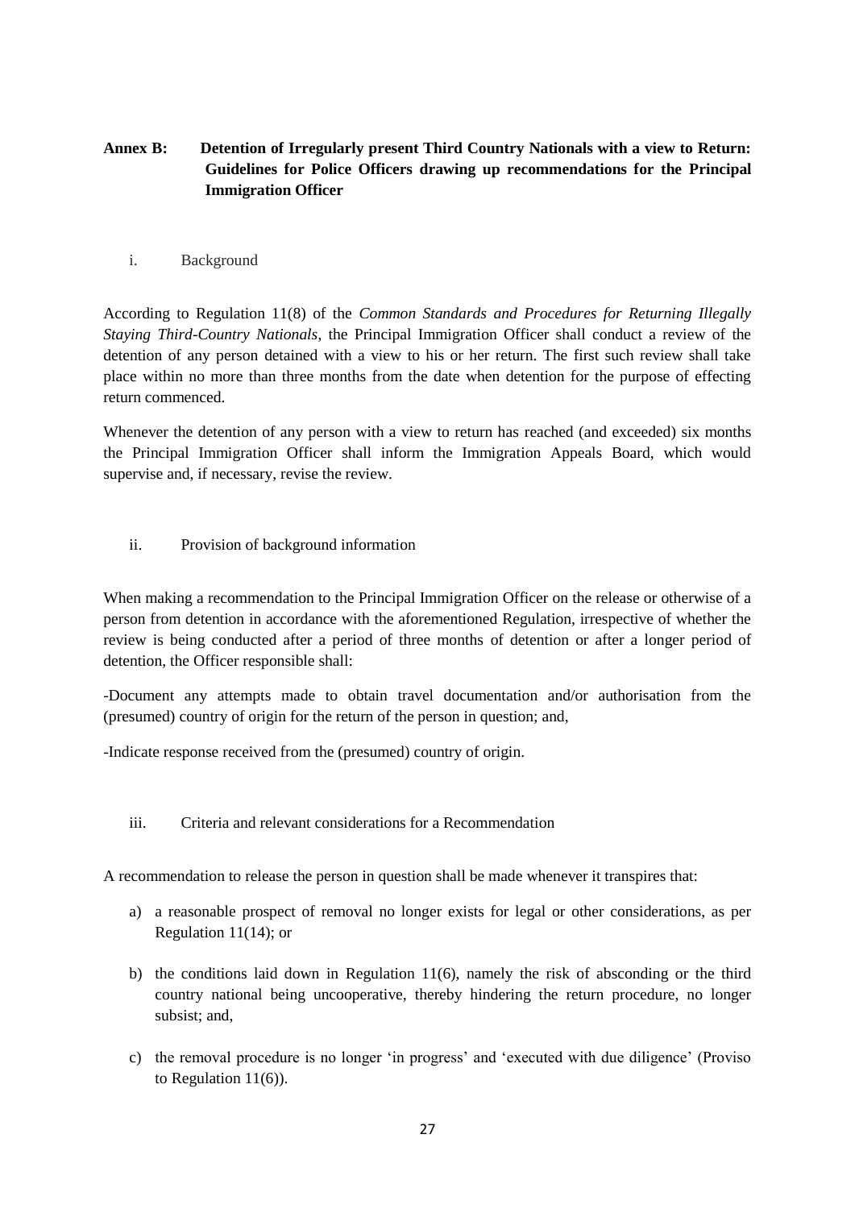## Annex B: Detention of Irregularly present Third Country Nationals with a view to Return: Guidelines for Police Officers drawing up recommendations for the Principal Immigration Officer

### i. Background

According to Regulation 11(8) of the *Common Standards and Procedures for Returning Illegally Staying Third-Country Nationals*, the Principal Immigration Officer shall conduct a review of the detention of any person detained with a view to his or her return. The first such review shall take place within no more than three months from the date when detention for the purpose of effecting return commenced.

Whenever the detention of any person with a view to return has reached (and exceeded) six months the Principal Immigration Officer shall inform the Immigration Appeals Board, which would supervise and, if necessary, revise the review.

### ii. Provision of background information

When making a recommendation to the Principal Immigration Officer on the release or otherwise of a person from detention in accordance with the aforementioned Regulation, irrespective of whether the review is being conducted after a period of three months of detention or after a longer period of detention, the Officer responsible shall:

-Document any attempts made to obtain travel documentation and/or authorisation from the (presumed) country of origin for the return of the person in question; and,

-Indicate response received from the (presumed) country of origin.

### iii. Criteria and relevant considerations for a Recommendation

A recommendation to release the person in question shall be made whenever it transpires that:

a) a reasonable prospect of removal no longer exists for legal or other considerations, as per Regulation 11(14); or

b) the conditions laid down in Regulation 11(6), namely the risk of absconding or the third country national being uncooperative, thereby hindering the return procedure, no longer subsist; and,

c) the removal procedure is no longer 'in progress' and 'executed with due diligence' (Proviso to Regulation 11(6)).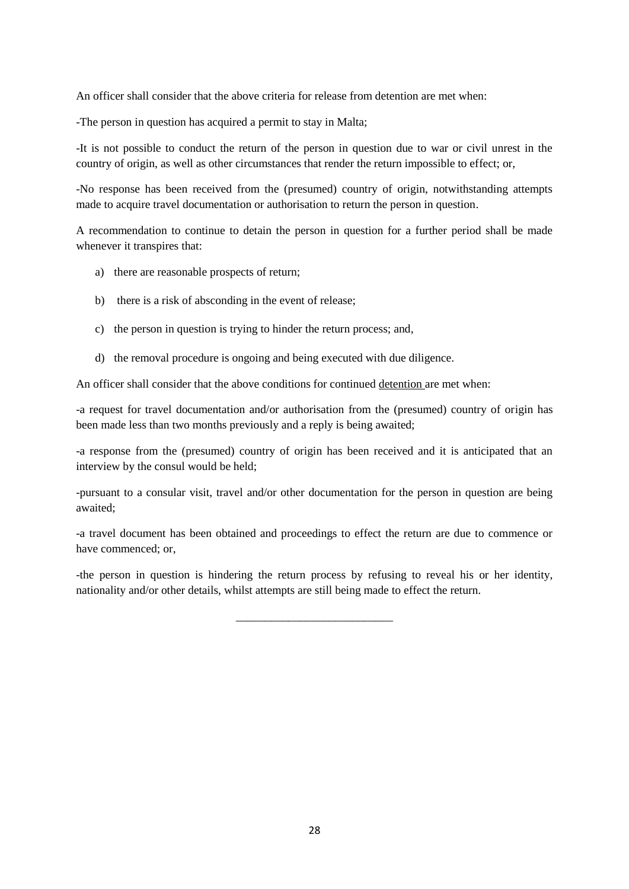An officer shall consider that the above criteria for release from detention are met when:

-The person in question has acquired a permit to stay in Malta;

-It is not possible to conduct the return of the person in question due to war or civil unrest in the country of origin, as well as other circumstances that render the return impossible to effect; or,

-No response has been received from the (presumed) country of origin, notwithstanding attempts made to acquire travel documentation or authorisation to return the person in question.

A recommendation to continue to detain the person in question for a further period shall be made whenever it transpires that:

a) there are reasonable prospects of return;

b) there is a risk of absconding in the event of release;

c) the person in question is trying to hinder the return process; and,

d) the removal procedure is ongoing and being executed with due diligence.

An officer shall consider that the above conditions for continued detention are met when:

-a request for travel documentation and/or authorisation from the (presumed) country of origin has been made less than two months previously and a reply is being awaited;

-a response from the (presumed) country of origin has been received and it is anticipated that an interview by the consul would be held;

-pursuant to a consular visit, travel and/or other documentation for the person in question are being awaited;

-a travel document has been obtained and proceedings to effect the return are due to commence or have commenced; or,

-the person in question is hindering the return process by refusing to reveal his or her identity, nationality and/or other details, whilst attempts are still being made to effect the return.

___________________________